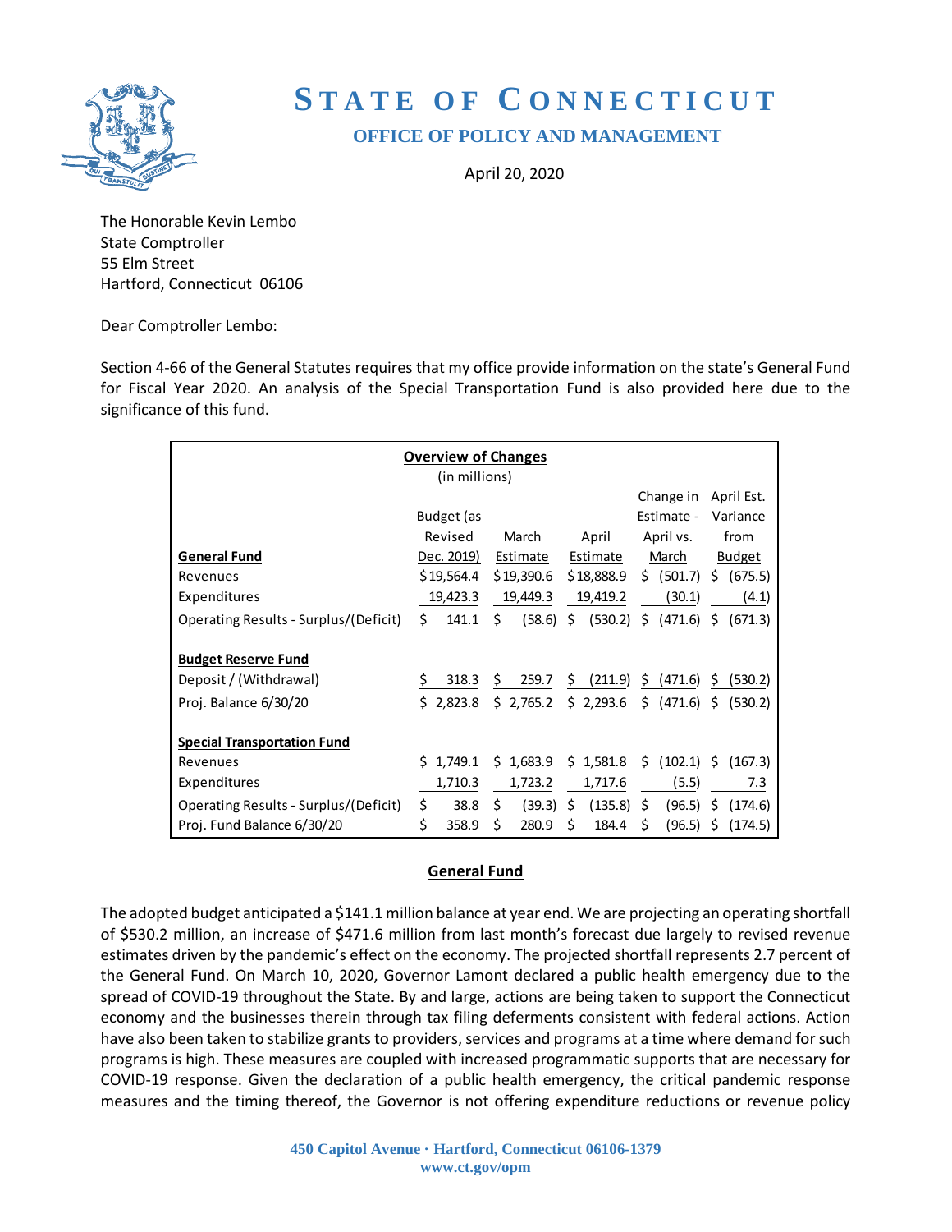# State of Connecticut

## Office of Policy and Management

April 20, 2020

The Honorable Kevin Lembo
State Comptroller
55 Elm Street
Hartford, Connecticut 06106

Dear Comptroller Lembo:

Section 4-66 of the General Statutes requires that my office provide information on the state's General Fund for Fiscal Year 2020. An analysis of the Special Transportation Fund is also provided here due to the significance of this fund.

**Overview of Changes**
(in millions)

| | Budget (as Revised Dec. 2019) | March Estimate | April Estimate | Change in Estimate - April vs. March | April Est. Variance from Budget |
|---|---|---|---|---|---|
| **General Fund** | | | | | |
| Revenues | $19,564.4 | $19,390.6 | $18,888.9 | $ (501.7) | $ (675.5) |
| Expenditures | 19,423.3 | 19,449.3 | 19,419.2 | (30.1) | (4.1) |
| Operating Results - Surplus/(Deficit) | $ 141.1 | $ (58.6) | $ (530.2) | $ (471.6) | $ (671.3) |
| **Budget Reserve Fund** | | | | | |
| Deposit / (Withdrawal) | $ 318.3 | $ 259.7 | $ (211.9) | $ (471.6) | $ (530.2) |
| Proj. Balance 6/30/20 | $ 2,823.8 | $ 2,765.2 | $ 2,293.6 | $ (471.6) | $ (530.2) |
| **Special Transportation Fund** | | | | | |
| Revenues | $ 1,749.1 | $ 1,683.9 | $ 1,581.8 | $ (102.1) | $ (167.3) |
| Expenditures | 1,710.3 | 1,723.2 | 1,717.6 | (5.5) | 7.3 |
| Operating Results - Surplus/(Deficit) | $ 38.8 | $ (39.3) | $ (135.8) | $ (96.5) | $ (174.6) |
| Proj. Fund Balance 6/30/20 | $ 358.9 | $ 280.9 | $ 184.4 | $ (96.5) | $ (174.5) |

## General Fund

The adopted budget anticipated a $141.1 million balance at year end. We are projecting an operating shortfall of $530.2 million, an increase of $471.6 million from last month's forecast due largely to revised revenue estimates driven by the pandemic's effect on the economy. The projected shortfall represents 2.7 percent of the General Fund. On March 10, 2020, Governor Lamont declared a public health emergency due to the spread of COVID-19 throughout the State. By and large, actions are being taken to support the Connecticut economy and the businesses therein through tax filing deferments consistent with federal actions. Action have also been taken to stabilize grants to providers, services and programs at a time where demand for such programs is high. These measures are coupled with increased programmatic supports that are necessary for COVID-19 response. Given the declaration of a public health emergency, the critical pandemic response measures and the timing thereof, the Governor is not offering expenditure reductions or revenue policy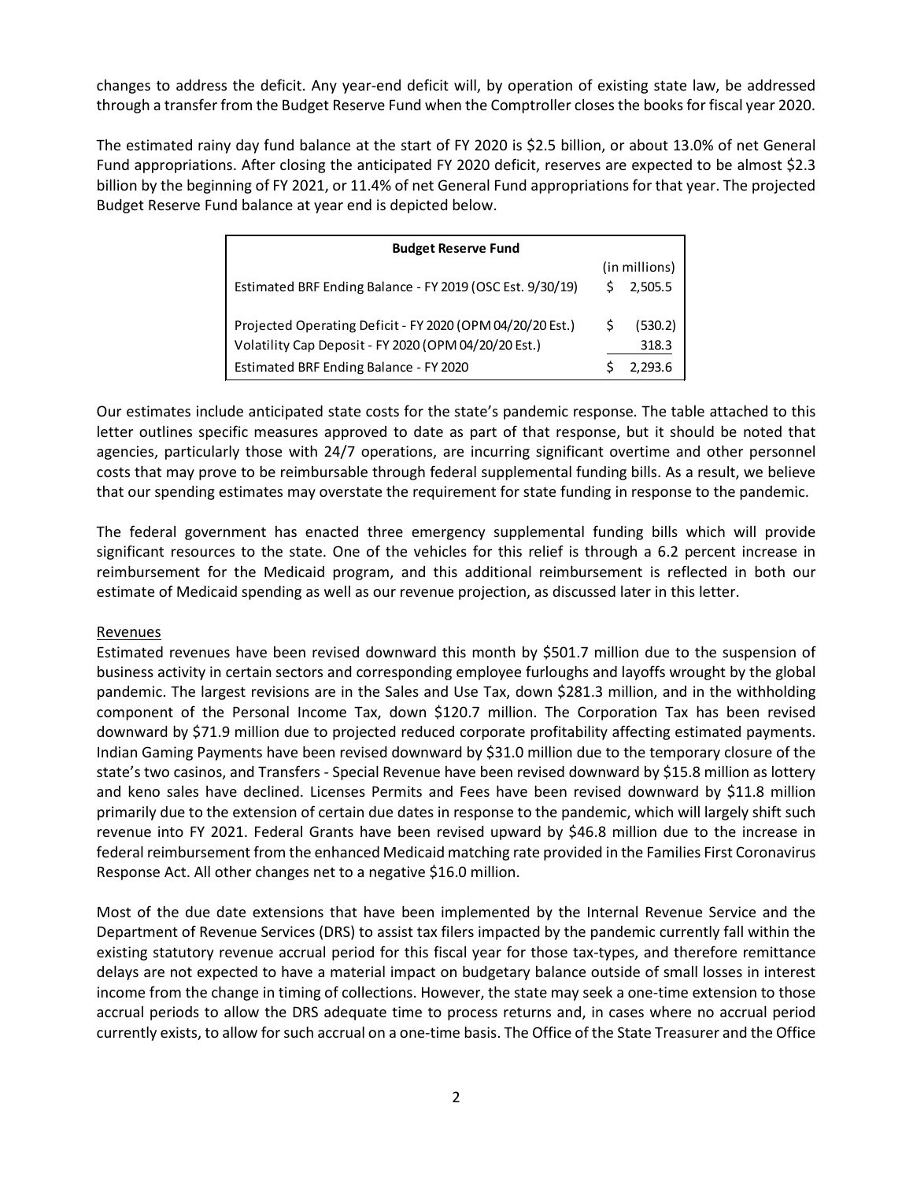changes to address the deficit. Any year-end deficit will, by operation of existing state law, be addressed through a transfer from the Budget Reserve Fund when the Comptroller closes the books for fiscal year 2020.

The estimated rainy day fund balance at the start of FY 2020 is $2.5 billion, or about 13.0% of net General Fund appropriations. After closing the anticipated FY 2020 deficit, reserves are expected to be almost $2.3 billion by the beginning of FY 2021, or 11.4% of net General Fund appropriations for that year. The projected Budget Reserve Fund balance at year end is depicted below.

| Budget Reserve Fund | (in millions) |
|---|---|
| Estimated BRF Ending Balance - FY 2019 (OSC Est. 9/30/19) | $ 2,505.5 |
| Projected Operating Deficit - FY 2020 (OPM 04/20/20 Est.) | $ (530.2) |
| Volatility Cap Deposit - FY 2020 (OPM 04/20/20 Est.) | 318.3 |
| Estimated BRF Ending Balance - FY 2020 | $ 2,293.6 |

Our estimates include anticipated state costs for the state's pandemic response. The table attached to this letter outlines specific measures approved to date as part of that response, but it should be noted that agencies, particularly those with 24/7 operations, are incurring significant overtime and other personnel costs that may prove to be reimbursable through federal supplemental funding bills. As a result, we believe that our spending estimates may overstate the requirement for state funding in response to the pandemic.

The federal government has enacted three emergency supplemental funding bills which will provide significant resources to the state. One of the vehicles for this relief is through a 6.2 percent increase in reimbursement for the Medicaid program, and this additional reimbursement is reflected in both our estimate of Medicaid spending as well as our revenue projection, as discussed later in this letter.

Revenues

Estimated revenues have been revised downward this month by $501.7 million due to the suspension of business activity in certain sectors and corresponding employee furloughs and layoffs wrought by the global pandemic. The largest revisions are in the Sales and Use Tax, down $281.3 million, and in the withholding component of the Personal Income Tax, down $120.7 million. The Corporation Tax has been revised downward by $71.9 million due to projected reduced corporate profitability affecting estimated payments. Indian Gaming Payments have been revised downward by $31.0 million due to the temporary closure of the state's two casinos, and Transfers - Special Revenue have been revised downward by $15.8 million as lottery and keno sales have declined. Licenses Permits and Fees have been revised downward by $11.8 million primarily due to the extension of certain due dates in response to the pandemic, which will largely shift such revenue into FY 2021. Federal Grants have been revised upward by $46.8 million due to the increase in federal reimbursement from the enhanced Medicaid matching rate provided in the Families First Coronavirus Response Act. All other changes net to a negative $16.0 million.

Most of the due date extensions that have been implemented by the Internal Revenue Service and the Department of Revenue Services (DRS) to assist tax filers impacted by the pandemic currently fall within the existing statutory revenue accrual period for this fiscal year for those tax-types, and therefore remittance delays are not expected to have a material impact on budgetary balance outside of small losses in interest income from the change in timing of collections. However, the state may seek a one-time extension to those accrual periods to allow the DRS adequate time to process returns and, in cases where no accrual period currently exists, to allow for such accrual on a one-time basis. The Office of the State Treasurer and the Office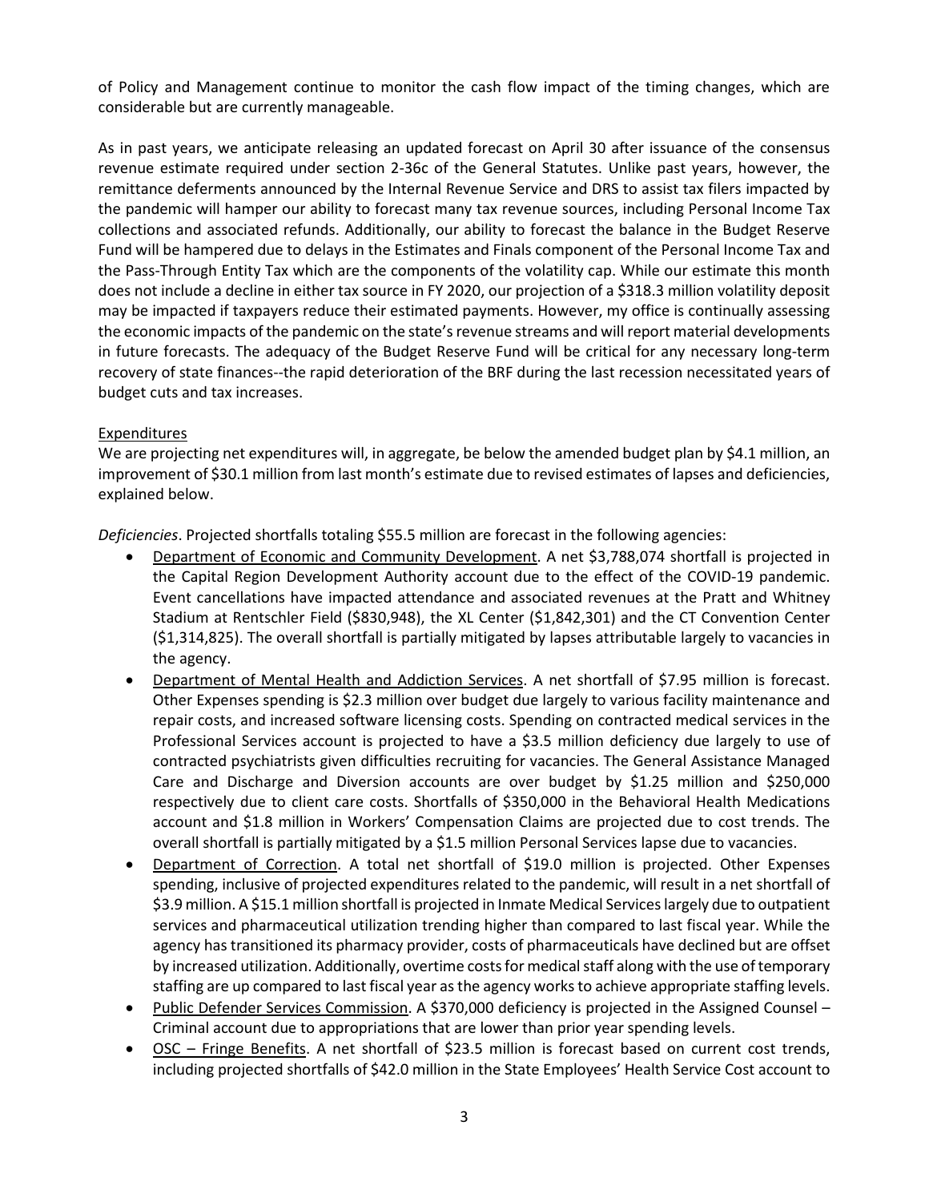of Policy and Management continue to monitor the cash flow impact of the timing changes, which are considerable but are currently manageable.

As in past years, we anticipate releasing an updated forecast on April 30 after issuance of the consensus revenue estimate required under section 2-36c of the General Statutes. Unlike past years, however, the remittance deferments announced by the Internal Revenue Service and DRS to assist tax filers impacted by the pandemic will hamper our ability to forecast many tax revenue sources, including Personal Income Tax collections and associated refunds. Additionally, our ability to forecast the balance in the Budget Reserve Fund will be hampered due to delays in the Estimates and Finals component of the Personal Income Tax and the Pass-Through Entity Tax which are the components of the volatility cap. While our estimate this month does not include a decline in either tax source in FY 2020, our projection of a $318.3 million volatility deposit may be impacted if taxpayers reduce their estimated payments. However, my office is continually assessing the economic impacts of the pandemic on the state's revenue streams and will report material developments in future forecasts. The adequacy of the Budget Reserve Fund will be critical for any necessary long-term recovery of state finances--the rapid deterioration of the BRF during the last recession necessitated years of budget cuts and tax increases.

Expenditures

We are projecting net expenditures will, in aggregate, be below the amended budget plan by $4.1 million, an improvement of $30.1 million from last month's estimate due to revised estimates of lapses and deficiencies, explained below.

*Deficiencies*. Projected shortfalls totaling $55.5 million are forecast in the following agencies:

- Department of Economic and Community Development. A net $3,788,074 shortfall is projected in the Capital Region Development Authority account due to the effect of the COVID-19 pandemic. Event cancellations have impacted attendance and associated revenues at the Pratt and Whitney Stadium at Rentschler Field ($830,948), the XL Center ($1,842,301) and the CT Convention Center ($1,314,825). The overall shortfall is partially mitigated by lapses attributable largely to vacancies in the agency.
- Department of Mental Health and Addiction Services. A net shortfall of $7.95 million is forecast. Other Expenses spending is $2.3 million over budget due largely to various facility maintenance and repair costs, and increased software licensing costs. Spending on contracted medical services in the Professional Services account is projected to have a $3.5 million deficiency due largely to use of contracted psychiatrists given difficulties recruiting for vacancies. The General Assistance Managed Care and Discharge and Diversion accounts are over budget by $1.25 million and $250,000 respectively due to client care costs. Shortfalls of $350,000 in the Behavioral Health Medications account and $1.8 million in Workers' Compensation Claims are projected due to cost trends. The overall shortfall is partially mitigated by a $1.5 million Personal Services lapse due to vacancies.
- Department of Correction. A total net shortfall of $19.0 million is projected. Other Expenses spending, inclusive of projected expenditures related to the pandemic, will result in a net shortfall of $3.9 million. A $15.1 million shortfall is projected in Inmate Medical Services largely due to outpatient services and pharmaceutical utilization trending higher than compared to last fiscal year. While the agency has transitioned its pharmacy provider, costs of pharmaceuticals have declined but are offset by increased utilization. Additionally, overtime costs for medical staff along with the use of temporary staffing are up compared to last fiscal year as the agency works to achieve appropriate staffing levels.
- Public Defender Services Commission. A $370,000 deficiency is projected in the Assigned Counsel – Criminal account due to appropriations that are lower than prior year spending levels.
- OSC – Fringe Benefits. A net shortfall of $23.5 million is forecast based on current cost trends, including projected shortfalls of $42.0 million in the State Employees' Health Service Cost account to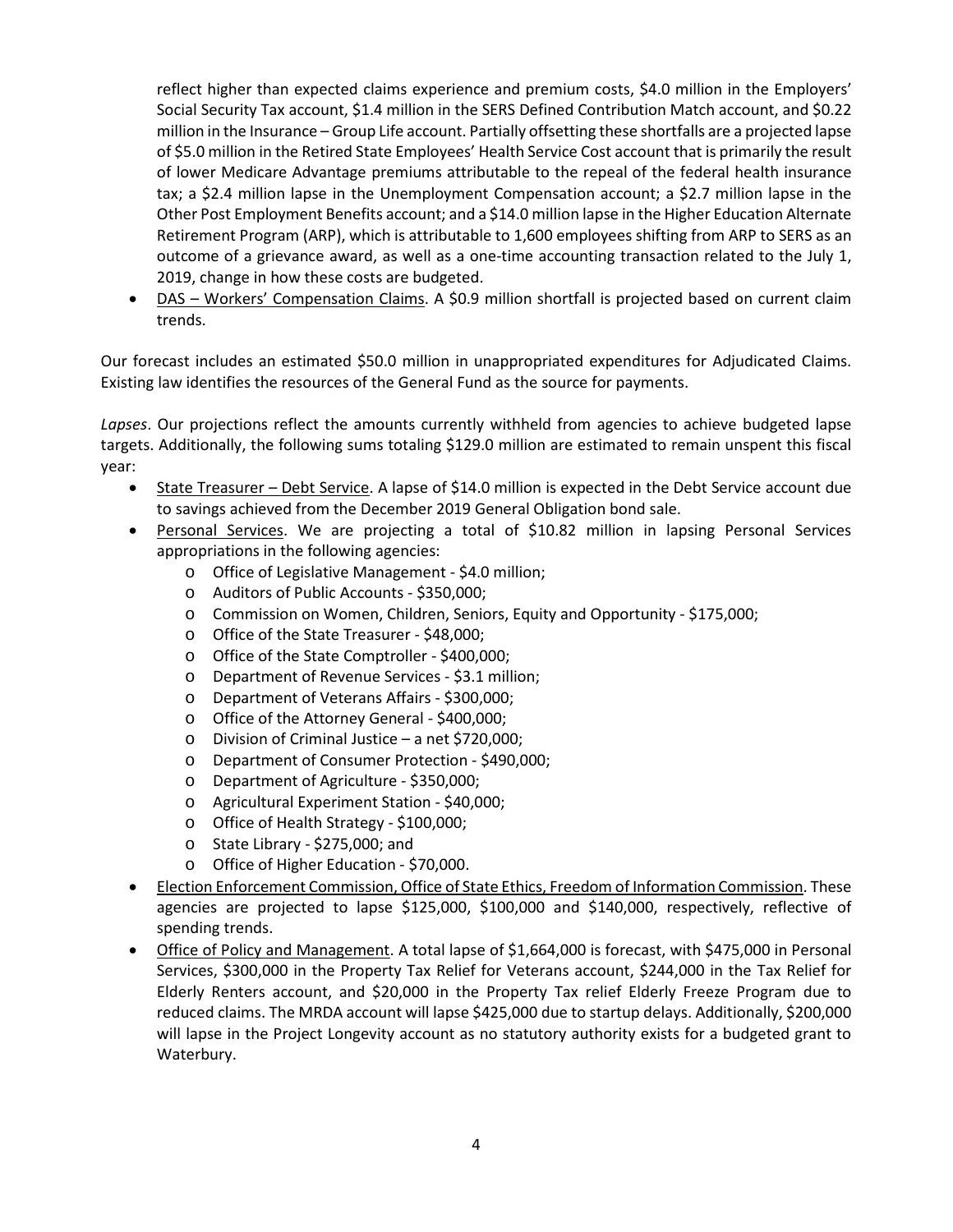reflect higher than expected claims experience and premium costs, \$4.0 million in the Employers' Social Security Tax account, \$1.4 million in the SERS Defined Contribution Match account, and \$0.22 million in the Insurance – Group Life account. Partially offsetting these shortfalls are a projected lapse of \$5.0 million in the Retired State Employees' Health Service Cost account that is primarily the result of lower Medicare Advantage premiums attributable to the repeal of the federal health insurance tax; a \$2.4 million lapse in the Unemployment Compensation account; a \$2.7 million lapse in the Other Post Employment Benefits account; and a \$14.0 million lapse in the Higher Education Alternate Retirement Program (ARP), which is attributable to 1,600 employees shifting from ARP to SERS as an outcome of a grievance award, as well as a one-time accounting transaction related to the July 1, 2019, change in how these costs are budgeted.

- <u>DAS – Workers' Compensation Claims</u>. A \$0.9 million shortfall is projected based on current claim trends.

Our forecast includes an estimated \$50.0 million in unappropriated expenditures for Adjudicated Claims. Existing law identifies the resources of the General Fund as the source for payments.

*Lapses*. Our projections reflect the amounts currently withheld from agencies to achieve budgeted lapse targets. Additionally, the following sums totaling \$129.0 million are estimated to remain unspent this fiscal year:

- <u>State Treasurer – Debt Service</u>. A lapse of \$14.0 million is expected in the Debt Service account due to savings achieved from the December 2019 General Obligation bond sale.
- <u>Personal Services</u>. We are projecting a total of \$10.82 million in lapsing Personal Services appropriations in the following agencies:
  - Office of Legislative Management - \$4.0 million;
  - Auditors of Public Accounts - \$350,000;
  - Commission on Women, Children, Seniors, Equity and Opportunity - \$175,000;
  - Office of the State Treasurer - \$48,000;
  - Office of the State Comptroller - \$400,000;
  - Department of Revenue Services - \$3.1 million;
  - Department of Veterans Affairs - \$300,000;
  - Office of the Attorney General - \$400,000;
  - Division of Criminal Justice – a net \$720,000;
  - Department of Consumer Protection - \$490,000;
  - Department of Agriculture - \$350,000;
  - Agricultural Experiment Station - \$40,000;
  - Office of Health Strategy - \$100,000;
  - State Library - \$275,000; and
  - Office of Higher Education - \$70,000.
- <u>Election Enforcement Commission, Office of State Ethics, Freedom of Information Commission</u>. These agencies are projected to lapse \$125,000, \$100,000 and \$140,000, respectively, reflective of spending trends.
- <u>Office of Policy and Management</u>. A total lapse of \$1,664,000 is forecast, with \$475,000 in Personal Services, \$300,000 in the Property Tax Relief for Veterans account, \$244,000 in the Tax Relief for Elderly Renters account, and \$20,000 in the Property Tax relief Elderly Freeze Program due to reduced claims. The MRDA account will lapse \$425,000 due to startup delays. Additionally, \$200,000 will lapse in the Project Longevity account as no statutory authority exists for a budgeted grant to Waterbury.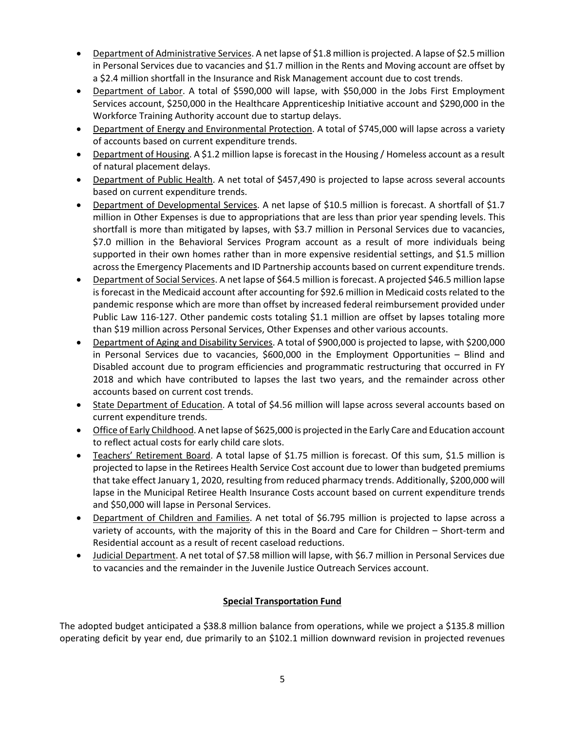- Department of Administrative Services. A net lapse of \$1.8 million is projected. A lapse of \$2.5 million in Personal Services due to vacancies and \$1.7 million in the Rents and Moving account are offset by a \$2.4 million shortfall in the Insurance and Risk Management account due to cost trends.
- Department of Labor. A total of \$590,000 will lapse, with \$50,000 in the Jobs First Employment Services account, \$250,000 in the Healthcare Apprenticeship Initiative account and \$290,000 in the Workforce Training Authority account due to startup delays.
- Department of Energy and Environmental Protection. A total of \$745,000 will lapse across a variety of accounts based on current expenditure trends.
- Department of Housing. A \$1.2 million lapse is forecast in the Housing / Homeless account as a result of natural placement delays.
- Department of Public Health. A net total of \$457,490 is projected to lapse across several accounts based on current expenditure trends.
- Department of Developmental Services. A net lapse of \$10.5 million is forecast. A shortfall of \$1.7 million in Other Expenses is due to appropriations that are less than prior year spending levels. This shortfall is more than mitigated by lapses, with \$3.7 million in Personal Services due to vacancies, \$7.0 million in the Behavioral Services Program account as a result of more individuals being supported in their own homes rather than in more expensive residential settings, and \$1.5 million across the Emergency Placements and ID Partnership accounts based on current expenditure trends.
- Department of Social Services. A net lapse of \$64.5 million is forecast. A projected \$46.5 million lapse is forecast in the Medicaid account after accounting for \$92.6 million in Medicaid costs related to the pandemic response which are more than offset by increased federal reimbursement provided under Public Law 116-127. Other pandemic costs totaling \$1.1 million are offset by lapses totaling more than \$19 million across Personal Services, Other Expenses and other various accounts.
- Department of Aging and Disability Services. A total of \$900,000 is projected to lapse, with \$200,000 in Personal Services due to vacancies, \$600,000 in the Employment Opportunities – Blind and Disabled account due to program efficiencies and programmatic restructuring that occurred in FY 2018 and which have contributed to lapses the last two years, and the remainder across other accounts based on current cost trends.
- State Department of Education. A total of \$4.56 million will lapse across several accounts based on current expenditure trends.
- Office of Early Childhood. A net lapse of \$625,000 is projected in the Early Care and Education account to reflect actual costs for early child care slots.
- Teachers' Retirement Board. A total lapse of \$1.75 million is forecast. Of this sum, \$1.5 million is projected to lapse in the Retirees Health Service Cost account due to lower than budgeted premiums that take effect January 1, 2020, resulting from reduced pharmacy trends. Additionally, \$200,000 will lapse in the Municipal Retiree Health Insurance Costs account based on current expenditure trends and \$50,000 will lapse in Personal Services.
- Department of Children and Families. A net total of \$6.795 million is projected to lapse across a variety of accounts, with the majority of this in the Board and Care for Children – Short-term and Residential account as a result of recent caseload reductions.
- Judicial Department. A net total of \$7.58 million will lapse, with \$6.7 million in Personal Services due to vacancies and the remainder in the Juvenile Justice Outreach Services account.

## Special Transportation Fund

The adopted budget anticipated a \$38.8 million balance from operations, while we project a \$135.8 million operating deficit by year end, due primarily to an \$102.1 million downward revision in projected revenues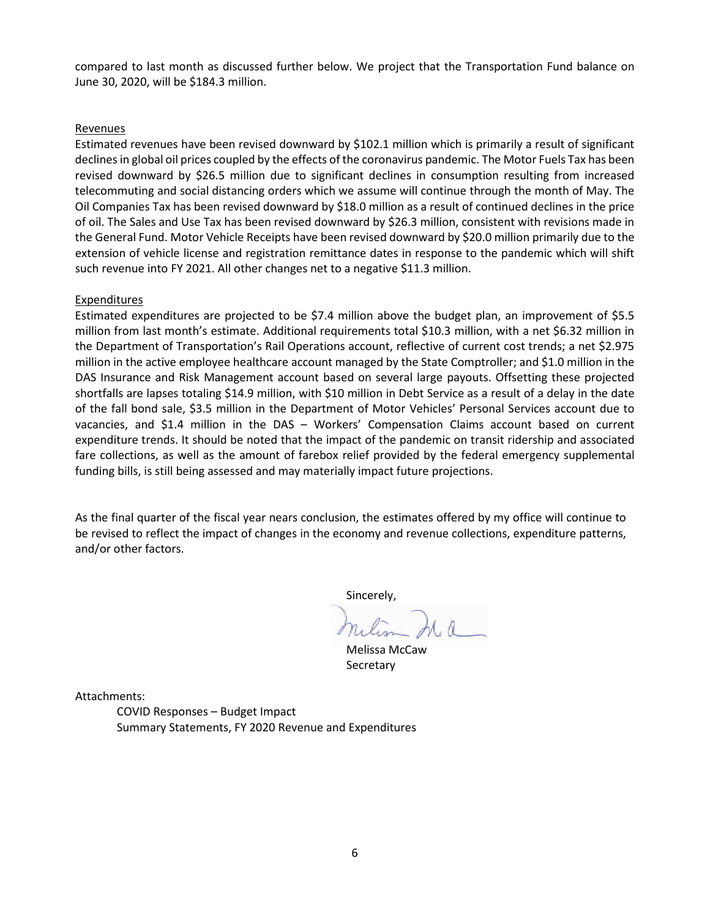compared to last month as discussed further below. We project that the Transportation Fund balance on June 30, 2020, will be $184.3 million.

Revenues

Estimated revenues have been revised downward by $102.1 million which is primarily a result of significant declines in global oil prices coupled by the effects of the coronavirus pandemic. The Motor Fuels Tax has been revised downward by $26.5 million due to significant declines in consumption resulting from increased telecommuting and social distancing orders which we assume will continue through the month of May. The Oil Companies Tax has been revised downward by $18.0 million as a result of continued declines in the price of oil. The Sales and Use Tax has been revised downward by $26.3 million, consistent with revisions made in the General Fund. Motor Vehicle Receipts have been revised downward by $20.0 million primarily due to the extension of vehicle license and registration remittance dates in response to the pandemic which will shift such revenue into FY 2021. All other changes net to a negative $11.3 million.

Expenditures

Estimated expenditures are projected to be $7.4 million above the budget plan, an improvement of $5.5 million from last month's estimate. Additional requirements total $10.3 million, with a net $6.32 million in the Department of Transportation's Rail Operations account, reflective of current cost trends; a net $2.975 million in the active employee healthcare account managed by the State Comptroller; and $1.0 million in the DAS Insurance and Risk Management account based on several large payouts. Offsetting these projected shortfalls are lapses totaling $14.9 million, with $10 million in Debt Service as a result of a delay in the date of the fall bond sale, $3.5 million in the Department of Motor Vehicles' Personal Services account due to vacancies, and $1.4 million in the DAS – Workers' Compensation Claims account based on current expenditure trends. It should be noted that the impact of the pandemic on transit ridership and associated fare collections, as well as the amount of farebox relief provided by the federal emergency supplemental funding bills, is still being assessed and may materially impact future projections.

As the final quarter of the fiscal year nears conclusion, the estimates offered by my office will continue to be revised to reflect the impact of changes in the economy and revenue collections, expenditure patterns, and/or other factors.

Sincerely,

Melissa McCaw
Secretary

Attachments:

COVID Responses – Budget Impact
Summary Statements, FY 2020 Revenue and Expenditures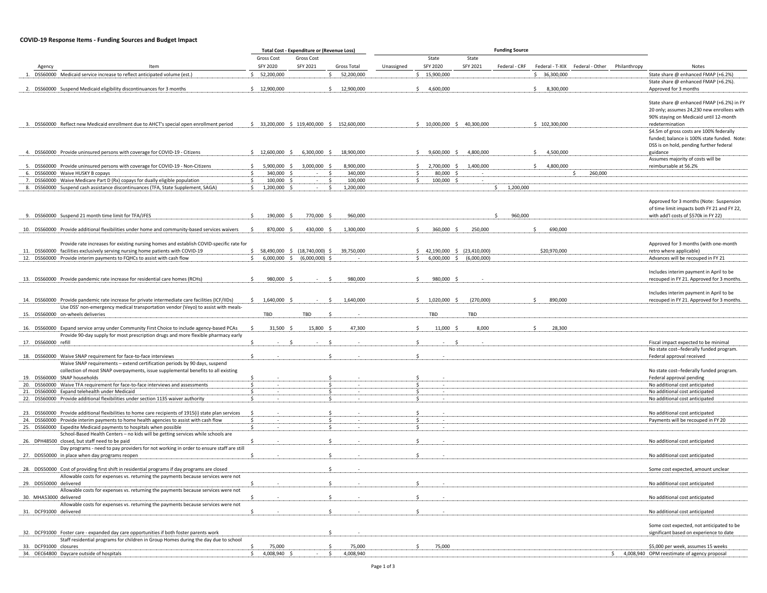## COVID-19 Response Items - Funding Sources and Budget Impact

| | Agency | Item | Total Cost - Expenditure or (Revenue Loss) Gross Cost SFY 2020 | Gross Cost SFY 2021 | Gross Total | Funding Source Unassigned | State SFY 2020 | State SFY 2021 | Federal - CRF | Federal - T-XIX | Federal - Other | Philanthropy | Notes |
|---|---|---|---|---|---|---|---|---|---|---|---|---|---|
| 1. | DSS60000 | Medicaid service increase to reflect anticipated volume (est.) | $ 52,200,000 | | $ 52,200,000 | | $ 15,900,000 | | | $ 36,300,000 | | | State share @ enhanced FMAP (+6.2%) |
| 2. | DSS60000 | Suspend Medicaid eligibility discontinuances for 3 months | $ 12,900,000 | | $ 12,900,000 | | $ 4,600,000 | | | $ 8,300,000 | | | State share @ enhanced FMAP (+6.2%). Approved for 3 months |
| 3. | DSS60000 | Reflect new Medicaid enrollment due to AHCT's special open enrollment period | $ 33,200,000 | $ 119,400,000 | $ 152,600,000 | | $ 10,000,000 | $ 40,300,000 | | $ 102,300,000 | | | State share @ enhanced FMAP (+6.2%) in FY 20 only; assumes 24,230 new enrollees with 90% staying on Medicaid until 12-month redetermination |
| 4. | DSS60000 | Provide uninsured persons with coverage for COVID-19 - Citizens | $ 12,600,000 | $ 6,300,000 | $ 18,900,000 | | $ 9,600,000 | $ 4,800,000 | | $ 4,500,000 | | | $4.5m of gross costs are 100% federally funded; balance is 100% state funded. Note: DSS is on hold, pending further federal guidance |
| 5. | DSS60000 | Provide uninsured persons with coverage for COVID-19 - Non-Citizens | $ 5,900,000 | $ 3,000,000 | $ 8,900,000 | | $ 2,700,000 | $ 1,400,000 | | $ 4,800,000 | | | Assumes majority of costs will be reimbursable at 56.2% |
| 6. | DSS60000 | Waive HUSKY B copays | $ 340,000 | $ - | $ 340,000 | | $ 80,000 | $ - | | | $ 260,000 | | |
| 7. | DSS60000 | Waive Medicare Part D (Rx) copays for dually eligible population | $ 100,000 | $ - | $ 100,000 | | $ 100,000 | $ - | | | | | |
| 8. | DSS60000 | Suspend cash assistance discontinuances (TFA, State Supplement, SAGA) | $ 1,200,000 | $ - | $ 1,200,000 | | | | $ 1,200,000 | | | | |
| 9. | DSS60000 | Suspend 21 month time limit for TFA/JFES | $ 190,000 | $ 770,000 | $ 960,000 | | | | $ 960,000 | | | | Approved for 3 months (Note: Suspension of time limit impacts both FY 21 and FY 22, with add'l costs of $570k in FY 22) |
| 10. | DSS60000 | Provide additional flexibilities under home and community-based services waivers | $ 870,000 | $ 430,000 | $ 1,300,000 | | $ 360,000 | $ 250,000 | | $ 690,000 | | | |
| 11. | DSS60000 | Provide rate increases for existing nursing homes and establish COVID-specific rate for facilities exclusively serving nursing home patients with COVID-19 | $ 58,490,000 | $ (18,740,000) | $ 39,750,000 | | $ 42,190,000 | $ (23,410,000) | | $20,970,000 | | | Approved for 3 months (with one-month retro where applicable) |
| 12. | DSS60000 | Provide interim payments to FQHCs to assist with cash flow | $ 6,000,000 | $ (6,000,000) | $ - | | $ 6,000,000 | $ (6,000,000) | | | | | Advances will be recouped in FY 21 |
| 13. | DSS60000 | Provide pandemic rate increase for residential care homes (RCHs) | $ 980,000 | $ - | $ 980,000 | | $ 980,000 | $ - | | | | | Includes interim payment in April to be recouped in FY 21. Approved for 3 months. |
| 14. | DSS60000 | Provide pandemic rate increase for private intermediate care facilities (ICF/IIDs) | $ 1,640,000 | $ - | $ 1,640,000 | | $ 1,020,000 | $ (270,000) | | $ 890,000 | | | Includes interim payment in April to be recouped in FY 21. Approved for 3 months. |
| 15. | DSS60000 | Use DSS' non-emergency medical transportation vendor (Veyo) to assist with meals-on-wheels deliveries | TBD | TBD | $ - | | TBD | TBD | | | | | |
| 16. | DSS60000 | Expand service array under Community First Choice to include agency-based PCAs | $ 31,500 | $ 15,800 | $ 47,300 | | $ 11,000 | $ 8,000 | | $ 28,300 | | | |
| 17. | DSS60000 | Provide 90-day supply for most prescription drugs and more flexible pharmacy early refill | $ - | $ - | $ - | | $ - | $ - | | | | | Fiscal impact expected to be minimal |
| 18. | DSS60000 | Waive SNAP requirement for face-to-face interviews | $ - | | $ - | | $ - | | | | | | No state cost--federally funded program. Federal approval received |
| 19. | DSS60000 | Waive SNAP requirements – extend certification periods by 90 days, suspend collection of most SNAP overpayments, issue supplemental benefits to all existing SNAP households | $ - | | $ - | | $ - | | | | | | No state cost--federally funded program. Federal approval pending |
| 20. | DSS60000 | Waive TFA requirement for face-to-face interviews and assessments | $ - | | $ - | | $ - | | | | | | No additional cost anticipated |
| 21. | DSS60000 | Expand telehealth under Medicaid | $ - | | $ - | | $ - | | | | | | No additional cost anticipated |
| 22. | DSS60000 | Provide additional flexibilities under section 1135 waiver authority | $ - | | $ - | | $ - | | | | | | No additional cost anticipated |
| 23. | DSS60000 | Provide additional flexibilities to home care recipients of 1915(i) state plan services | $ - | | $ - | | $ - | | | | | | No additional cost anticipated |
| 24. | DSS60000 | Provide interim payments to home health agencies to assist with cash flow | $ - | | $ - | | $ - | | | | | | Payments will be recouped in FY 20 |
| 25. | DSS60000 | Expedite Medicaid payments to hospitals when possible | $ - | | $ - | | $ - | | | | | | |
| 26. | DPH48500 | School-Based Health Centers – no kids will be getting services while schools are closed, but staff need to be paid | $ - | | $ - | | $ - | | | | | | No additional cost anticipated |
| 27. | DDS50000 | Day programs - need to pay providers for not working in order to ensure staff are still in place when day programs reopen | $ - | | $ - | | $ - | | | | | | No additional cost anticipated |
| 28. | DDS50000 | Cost of providing first shift in residential programs if day programs are closed | | | $ - | | | | | | | | Some cost expected, amount unclear |
| 29. | DDS50000 | Allowable costs for expenses vs. returning the payments because services were not delivered | $ - | | $ - | | $ - | | | | | | No additional cost anticipated |
| 30. | MHA53000 | Allowable costs for expenses vs. returning the payments because services were not delivered | $ - | | $ - | | $ - | | | | | | No additional cost anticipated |
| 31. | DCF91000 | Allowable costs for expenses vs. returning the payments because services were not delivered | $ - | | $ - | | $ - | | | | | | No additional cost anticipated |
| 32. | DCF91000 | Foster care - expanded day care opportunities if both foster parents work | | | $ - | | | | | | | | Some cost expected, not anticipated to be significant based on experience to date |
| 33. | DCF91000 | Staff residential programs for children in Group Homes during the day due to school closures | $ 75,000 | | $ 75,000 | | $ 75,000 | | | | | | $5,000 per week, assumes 15 weeks |
| 34. | OEC64800 | Daycare outside of hospitals | $ 4,008,940 | $ - | $ 4,008,940 | | | | | | | $ 4,008,940 | OPM reestimate of agency proposal |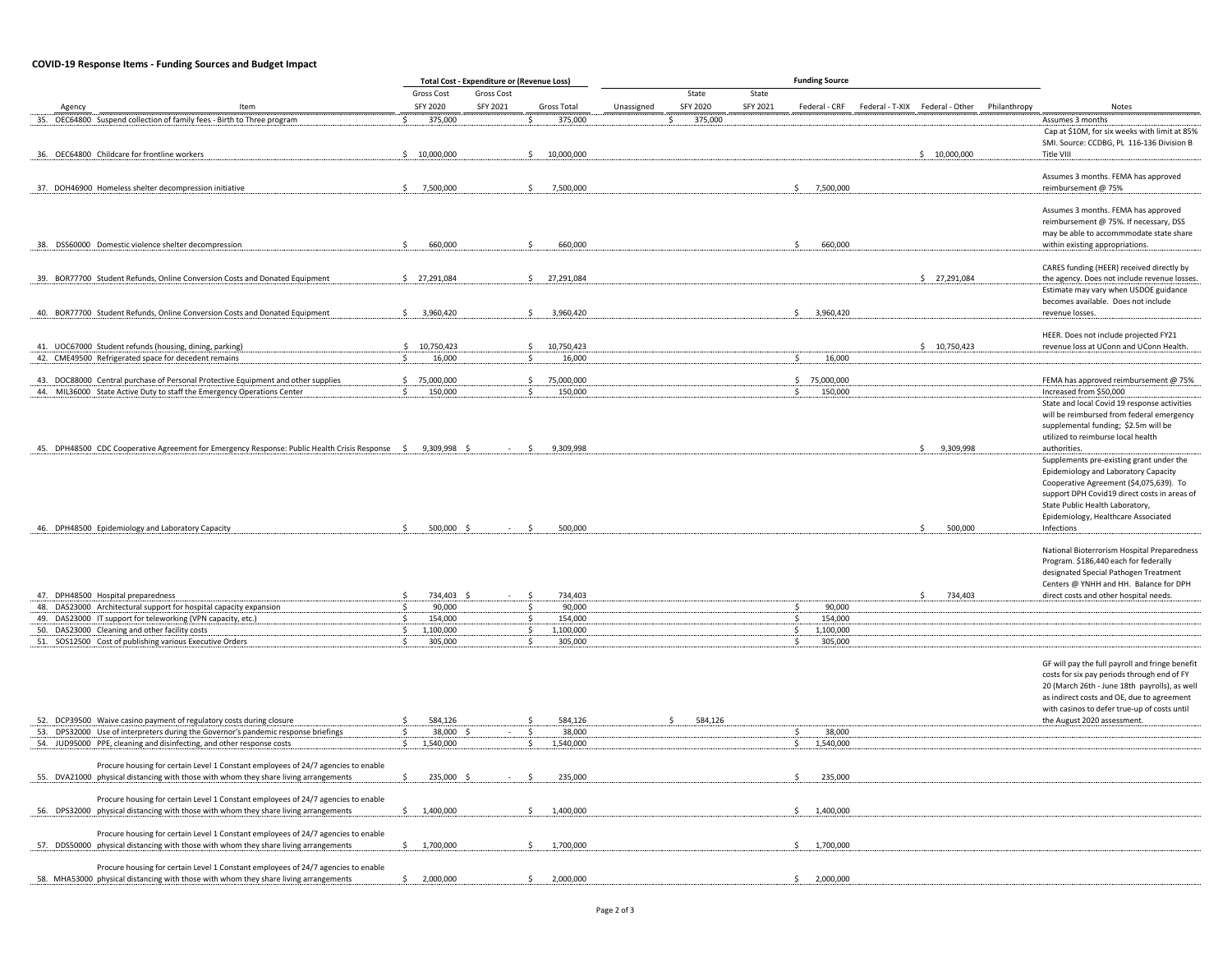**COVID-19 Response Items - Funding Sources and Budget Impact**

| | | | Total Cost - Expenditure or (Revenue Loss) | | | Funding Source | | | | | | | |
|---|---|---|---|---|---|---|---|---|---|---|---|---|---|
| | | Gross Cost | Gross Cost | | | State | State | | | | | | |
| | Agency | Item | SFY 2020 | SFY 2021 | Gross Total | Unassigned | SFY 2020 | SFY 2021 | Federal - CRF | Federal - T-XIX | Federal - Other | Philanthropy | Notes |
| 35. | OEC64800 | Suspend collection of family fees - Birth to Three program | $ 375,000 | | $ 375,000 | | $ 375,000 | | | | | | Assumes 3 months |
| 36. | OEC64800 | Childcare for frontline workers | $ 10,000,000 | | $ 10,000,000 | | | | | | $ 10,000,000 | | Cap at $10M, for six weeks with limit at 85% SMI. Source: CCDBG, PL 116-136 Division B Title VIII |
| 37. | DOH46900 | Homeless shelter decompression initiative | $ 7,500,000 | | $ 7,500,000 | | | | $ 7,500,000 | | | | Assumes 3 months. FEMA has approved reimbursement @ 75% |
| 38. | DSS60000 | Domestic violence shelter decompression | $ 660,000 | | $ 660,000 | | | | $ 660,000 | | | | Assumes 3 months. FEMA has approved reimbursement @ 75%. If necessary, DSS may be able to accommmodate state share within existing appropriations. |
| 39. | BOR77700 | Student Refunds, Online Conversion Costs and Donated Equipment | $ 27,291,084 | | $ 27,291,084 | | | | | | $ 27,291,084 | | CARES funding (HEER) received directly by the agency. Does not include revenue losses. |
| 40. | BOR77700 | Student Refunds, Online Conversion Costs and Donated Equipment | $ 3,960,420 | | $ 3,960,420 | | | | $ 3,960,420 | | | | Estimate may vary when USDOE guidance becomes available. Does not include revenue losses. |
| 41. | UOC67000 | Student refunds (housing, dining, parking) | $ 10,750,423 | | $ 10,750,423 | | | | | | $ 10,750,423 | | HEER. Does not include projected FY21 revenue loss at UConn and UConn Health. |
| 42. | CME49500 | Refrigerated space for decedent remains | $ 16,000 | | $ 16,000 | | | | $ 16,000 | | | | |
| 43. | DOC88000 | Central purchase of Personal Protective Equipment and other supplies | $ 75,000,000 | | $ 75,000,000 | | | | $ 75,000,000 | | | | FEMA has approved reimbursement @ 75% |
| 44. | MIL36000 | State Active Duty to staff the Emergency Operations Center | $ 150,000 | | $ 150,000 | | | | $ 150,000 | | | | Increased from $50,000 |
| 45. | DPH48500 | CDC Cooperative Agreement for Emergency Response: Public Health Crisis Response | $ 9,309,998 | $ - | $ 9,309,998 | | | | | | $ 9,309,998 | | State and local Covid 19 response activities will be reimbursed from federal emergency supplemental funding; $2.5m will be utilized to reimburse local health authorities. |
| 46. | DPH48500 | Epidemiology and Laboratory Capacity | $ 500,000 | $ - | $ 500,000 | | | | | | $ 500,000 | | Supplements pre-existing grant under the Epidemiology and Laboratory Capacity Cooperative Agreement ($4,075,639). To support DPH Covid19 direct costs in areas of State Public Health Laboratory, Epidemiology, Healthcare Associated Infections |
| 47. | DPH48500 | Hospital preparedness | $ 734,403 | $ - | $ 734,403 | | | | | | $ 734,403 | | National Bioterrorism Hospital Preparedness Program. $186,440 each for federally designated Special Pathogen Treatment Centers @ YNHH and HH. Balance for DPH direct costs and other hospital needs. |
| 48. | DAS23000 | Architectural support for hospital capacity expansion | $ 90,000 | | $ 90,000 | | | | $ 90,000 | | | | |
| 49. | DAS23000 | IT support for teleworking (VPN capacity, etc.) | $ 154,000 | | $ 154,000 | | | | $ 154,000 | | | | |
| 50. | DAS23000 | Cleaning and other facility costs | $ 1,100,000 | | $ 1,100,000 | | | | $ 1,100,000 | | | | |
| 51. | SOS12500 | Cost of publishing various Executive Orders | $ 305,000 | | $ 305,000 | | | | $ 305,000 | | | | |
| 52. | DCP39500 | Waive casino payment of regulatory costs during closure | $ 584,126 | | $ 584,126 | | $ 584,126 | | | | | | GF will pay the full payroll and fringe benefit costs for six pay periods through end of FY 20 (March 26th - June 18th payrolls), as well as indirect costs and OE, due to agreement with casinos to defer true-up of costs until the August 2020 assessment. |
| 53. | DPS32000 | Use of interpreters during the Governor's pandemic response briefings | $ 38,000 | $ - | $ 38,000 | | | | $ 38,000 | | | | |
| 54. | JUD95000 | PPE, cleaning and disinfecting, and other response costs | $ 1,540,000 | | $ 1,540,000 | | | | $ 1,540,000 | | | | |
| 55. | DVA21000 | Procure housing for certain Level 1 Constant employees of 24/7 agencies to enable physical distancing with those with whom they share living arrangements | $ 235,000 | $ - | $ 235,000 | | | | $ 235,000 | | | | |
| 56. | DPS32000 | Procure housing for certain Level 1 Constant employees of 24/7 agencies to enable physical distancing with those with whom they share living arrangements | $ 1,400,000 | | $ 1,400,000 | | | | $ 1,400,000 | | | | |
| 57. | DDS50000 | Procure housing for certain Level 1 Constant employees of 24/7 agencies to enable physical distancing with those with whom they share living arrangements | $ 1,700,000 | | $ 1,700,000 | | | | $ 1,700,000 | | | | |
| 58. | MHA53000 | Procure housing for certain Level 1 Constant employees of 24/7 agencies to enable physical distancing with those with whom they share living arrangements | $ 2,000,000 | | $ 2,000,000 | | | | $ 2,000,000 | | | | |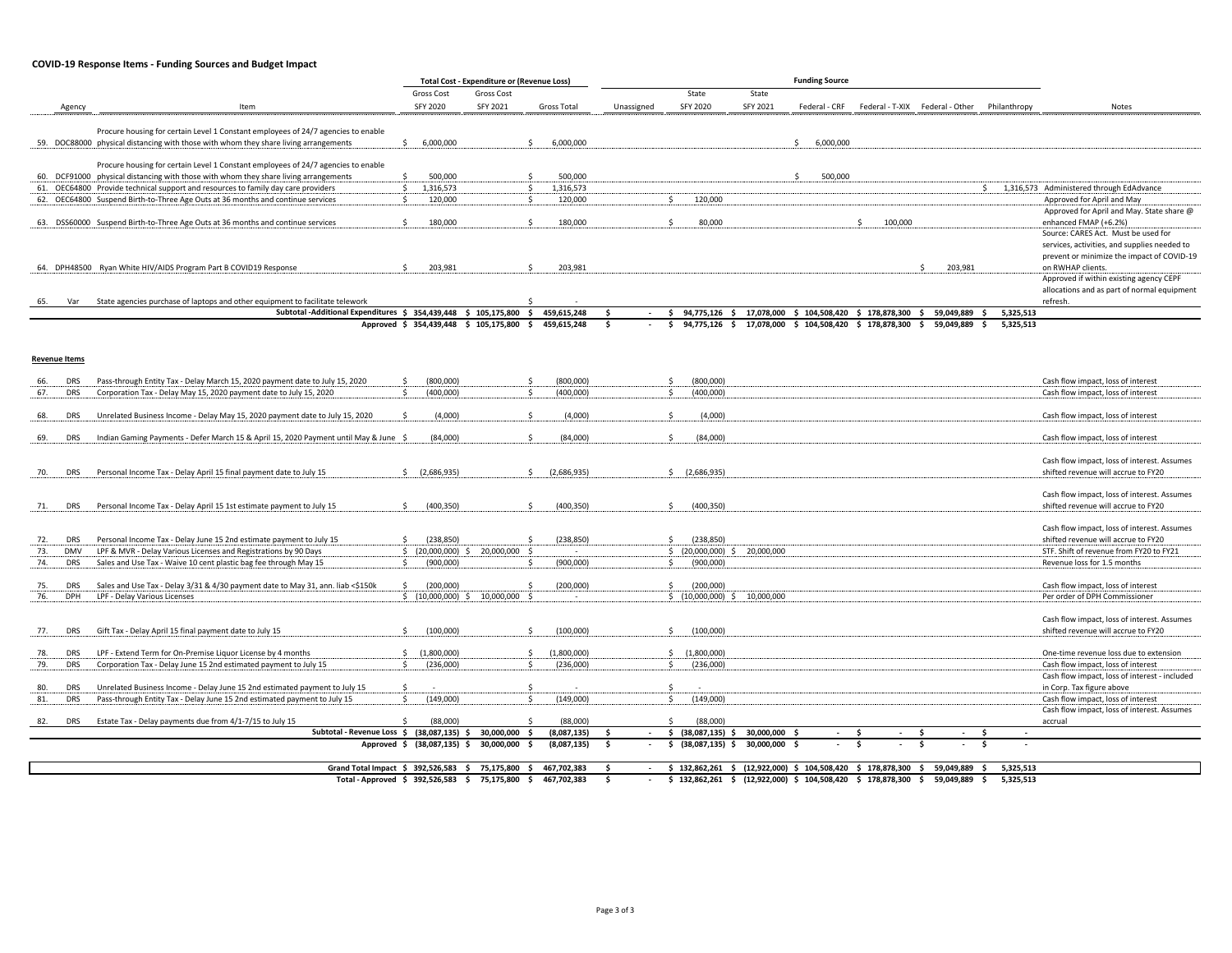**COVID-19 Response Items - Funding Sources and Budget Impact**

| | Agency | Item | Total Cost - Expenditure or (Revenue Loss) | | | Funding Source | | | | | | | | Notes |
|---|---|---|---|---|---|---|---|---|---|---|---|---|---|---|
| | | | Gross Cost SFY 2020 | Gross Cost SFY 2021 | Gross Total | Unassigned | State SFY 2020 | State SFY 2021 | Federal - CRF | Federal - T-XIX | Federal - Other | Philanthropy | | |
| 59. | DOC88000 | Procure housing for certain Level 1 Constant employees of 24/7 agencies to enable physical distancing with those with whom they share living arrangements | $ 6,000,000 | | $ 6,000,000 | | | | $ 6,000,000 | | | | | |
| 60. | DCF91000 | Procure housing for certain Level 1 Constant employees of 24/7 agencies to enable physical distancing with those with whom they share living arrangements | $ 500,000 | | $ 500,000 | | | | $ 500,000 | | | | | |
| 61. | OEC64800 | Provide technical support and resources to family day care providers | $ 1,316,573 | | $ 1,316,573 | | | | | | | $ 1,316,573 | | Administered through EdAdvance |
| 62. | OEC64800 | Suspend Birth-to-Three Age Outs at 36 months and continue services | $ 120,000 | | $ 120,000 | | $ 120,000 | | | | | | | Approved for April and May |
| 63. | DSS60000 | Suspend Birth-to-Three Age Outs at 36 months and continue services | $ 180,000 | | $ 180,000 | | $ 80,000 | | | $ 100,000 | | | | Approved for April and May. State share @ enhanced FMAP (+6.2%) |
| 64. | DPH48500 | Ryan White HIV/AIDS Program Part B COVID19 Response | $ 203,981 | | $ 203,981 | | | | | | $ 203,981 | | | Source: CARES Act. Must be used for services, activities, and supplies needed to prevent or minimize the impact of COVID-19 on RWHAP clients. |
| 65. | Var | State agencies purchase of laptops and other equipment to facilitate telework | | | $ - | | | | | | | | | Approved if within existing agency CEPF allocations and as part of normal equipment refresh. |
| | | **Subtotal -Additional Expenditures** | **$ 354,439,448** | **$ 105,175,800** | **$ 459,615,248** | **$ -** | **$ 94,775,126** | **$ 17,078,000** | **$ 104,508,420** | **$ 178,878,300** | **$ 59,049,889** | **$ 5,325,513** | | |
| | | **Approved** | **$ 354,439,448** | **$ 105,175,800** | **$ 459,615,248** | **$ -** | **$ 94,775,126** | **$ 17,078,000** | **$ 104,508,420** | **$ 178,878,300** | **$ 59,049,889** | **$ 5,325,513** | | |

**Revenue Items**

| | Agency | Item | Gross Cost SFY 2020 | Gross Cost SFY 2021 | Gross Total | Unassigned | State SFY 2020 | State SFY 2021 | Federal - CRF | Federal - T-XIX | Federal - Other | Philanthropy | Notes |
|---|---|---|---|---|---|---|---|---|---|---|---|---|---|
| 66. | DRS | Pass-through Entity Tax - Delay March 15, 2020 payment date to July 15, 2020 | $ (800,000) | | $ (800,000) | | $ (800,000) | | | | | | Cash flow impact, loss of interest |
| 67. | DRS | Corporation Tax - Delay May 15, 2020 payment date to July 15, 2020 | $ (400,000) | | $ (400,000) | | $ (400,000) | | | | | | Cash flow impact, loss of interest |
| 68. | DRS | Unrelated Business Income - Delay May 15, 2020 payment date to July 15, 2020 | $ (4,000) | | $ (4,000) | | $ (4,000) | | | | | | Cash flow impact, loss of interest |
| 69. | DRS | Indian Gaming Payments - Defer March 15 & April 15, 2020 Payment until May & June | $ (84,000) | | $ (84,000) | | $ (84,000) | | | | | | Cash flow impact, loss of interest |
| 70. | DRS | Personal Income Tax - Delay April 15 final payment date to July 15 | $ (2,686,935) | | $ (2,686,935) | | $ (2,686,935) | | | | | | Cash flow impact, loss of interest. Assumes shifted revenue will accrue to FY20 |
| 71. | DRS | Personal Income Tax - Delay April 15 1st estimate payment to July 15 | $ (400,350) | | $ (400,350) | | $ (400,350) | | | | | | Cash flow impact, loss of interest. Assumes shifted revenue will accrue to FY20 |
| 72. | DRS | Personal Income Tax - Delay June 15 2nd estimate payment to July 15 | $ (238,850) | | $ (238,850) | | $ (238,850) | | | | | | Cash flow impact, loss of interest. Assumes shifted revenue will accrue to FY20 |
| 73. | DMV | LPF & MVR - Delay Various Licenses and Registrations by 90 Days | $ (20,000,000) | $ 20,000,000 | $ - | | $ (20,000,000) | $ 20,000,000 | | | | | STF. Shift of revenue from FY20 to FY21 |
| 74. | DRS | Sales and Use Tax - Waive 10 cent plastic bag fee through May 15 | $ (900,000) | | $ (900,000) | | $ (900,000) | | | | | | Revenue loss for 1.5 months |
| 75. | DRS | Sales and Use Tax - Delay 3/31 & 4/30 payment date to May 31, ann. liab <$150k | $ (200,000) | | $ (200,000) | | $ (200,000) | | | | | | Cash flow impact, loss of interest |
| 76. | DPH | LPF - Delay Various Licenses | $ (10,000,000) | $ 10,000,000 | $ - | | $ (10,000,000) | $ 10,000,000 | | | | | Per order of DPH Commissioner |
| 77. | DRS | Gift Tax - Delay April 15 final payment date to July 15 | $ (100,000) | | $ (100,000) | | $ (100,000) | | | | | | Cash flow impact, loss of interest. Assumes shifted revenue will accrue to FY20 |
| 78. | DRS | LPF - Extend Term for On-Premise Liquor License by 4 months | $ (1,800,000) | | $ (1,800,000) | | $ (1,800,000) | | | | | | One-time revenue loss due to extension |
| 79. | DRS | Corporation Tax - Delay June 15 2nd estimated payment to July 15 | $ (236,000) | | $ (236,000) | | $ (236,000) | | | | | | Cash flow impact, loss of interest |
| 80. | DRS | Unrelated Business Income - Delay June 15 2nd estimated payment to July 15 | $ - | | $ - | | $ - | | | | | | Cash flow impact, loss of interest - included in Corp. Tax figure above |
| 81. | DRS | Pass-through Entity Tax - Delay June 15 2nd estimated payment to July 15 | $ (149,000) | | $ (149,000) | | $ (149,000) | | | | | | Cash flow impact, loss of interest |
| 82. | DRS | Estate Tax - Delay payments due from 4/1-7/15 to July 15 | $ (88,000) | | $ (88,000) | | $ (88,000) | | | | | | Cash flow impact, loss of interest. Assumes accrual |
| | | **Subtotal - Revenue Loss** | **$ (38,087,135)** | **$ 30,000,000** | **$ (8,087,135)** | **$ -** | **$ (38,087,135)** | **$ 30,000,000** | **$ -** | **$ -** | **$ -** | **$ -** | |
| | | **Approved** | **$ (38,087,135)** | **$ 30,000,000** | **$ (8,087,135)** | **$ -** | **$ (38,087,135)** | **$ 30,000,000** | **$ -** | **$ -** | **$ -** | **$ -** | |
| | | **Grand Total Impact** | **$ 392,526,583** | **$ 75,175,800** | **$ 467,702,383** | **$ -** | **$ 132,862,261** | **$ (12,922,000)** | **$ 104,508,420** | **$ 178,878,300** | **$ 59,049,889** | **$ 5,325,513** | |
| | | **Total - Approved** | **$ 392,526,583** | **$ 75,175,800** | **$ 467,702,383** | **$ -** | **$ 132,862,261** | **$ (12,922,000)** | **$ 104,508,420** | **$ 178,878,300** | **$ 59,049,889** | **$ 5,325,513** | |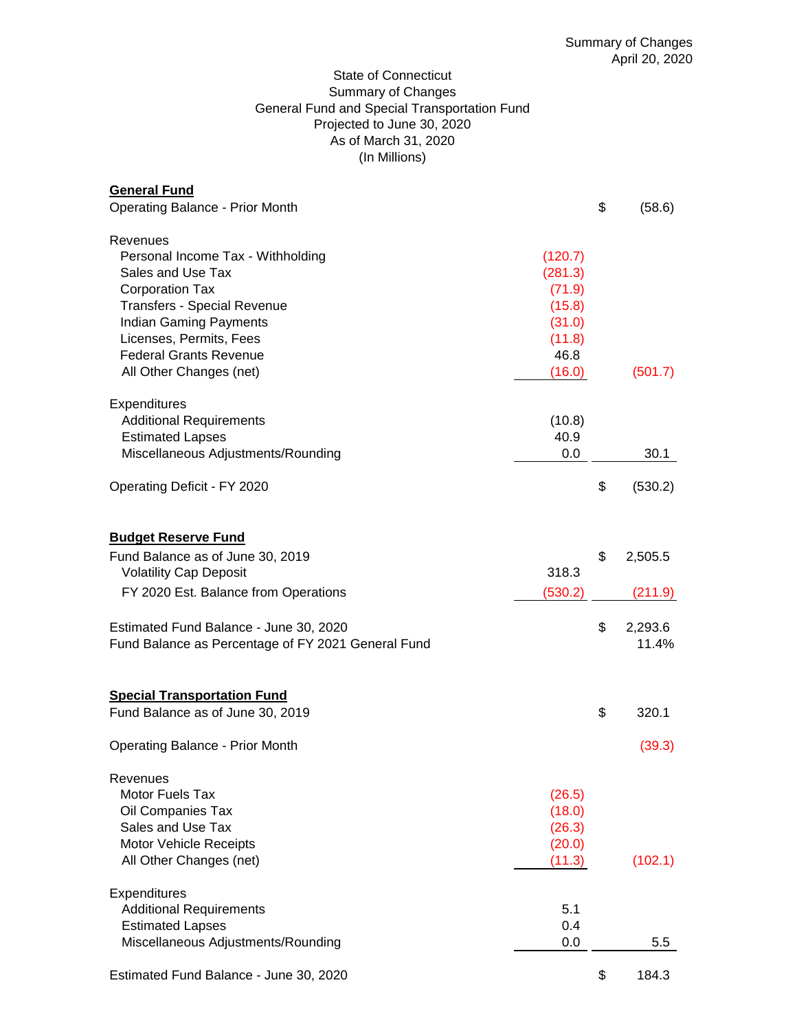State of Connecticut
Summary of Changes
General Fund and Special Transportation Fund
Projected to June 30, 2020
As of March 31, 2020
(In Millions)

| | | | |
|---|---|---|---|
| **General Fund** | | | |
| Operating Balance - Prior Month | | $ | (58.6) |
| | | | |
| Revenues | | | |
| Personal Income Tax - Withholding | (120.7) | | |
| Sales and Use Tax | (281.3) | | |
| Corporation Tax | (71.9) | | |
| Transfers - Special Revenue | (15.8) | | |
| Indian Gaming Payments | (31.0) | | |
| Licenses, Permits, Fees | (11.8) | | |
| Federal Grants Revenue | 46.8 | | |
| All Other Changes (net) | (16.0) | | (501.7) |
| | | | |
| Expenditures | | | |
| Additional Requirements | (10.8) | | |
| Estimated Lapses | 40.9 | | |
| Miscellaneous Adjustments/Rounding | 0.0 | | 30.1 |
| | | | |
| Operating Deficit - FY 2020 | | $ | (530.2) |
| | | | |
| **Budget Reserve Fund** | | | |
| Fund Balance as of June 30, 2019 | | $ | 2,505.5 |
| Volatility Cap Deposit | 318.3 | | |
| FY 2020 Est. Balance from Operations | (530.2) | | (211.9) |
| | | | |
| Estimated Fund Balance - June 30, 2020 | | $ | 2,293.6 |
| Fund Balance as Percentage of FY 2021 General Fund | | | 11.4% |
| | | | |
| **Special Transportation Fund** | | | |
| Fund Balance as of June 30, 2019 | | $ | 320.1 |
| | | | |
| Operating Balance - Prior Month | | | (39.3) |
| | | | |
| Revenues | | | |
| Motor Fuels Tax | (26.5) | | |
| Oil Companies Tax | (18.0) | | |
| Sales and Use Tax | (26.3) | | |
| Motor Vehicle Receipts | (20.0) | | |
| All Other Changes (net) | (11.3) | | (102.1) |
| | | | |
| Expenditures | | | |
| Additional Requirements | 5.1 | | |
| Estimated Lapses | 0.4 | | |
| Miscellaneous Adjustments/Rounding | 0.0 | | 5.5 |
| | | | |
| Estimated Fund Balance - June 30, 2020 | | $ | 184.3 |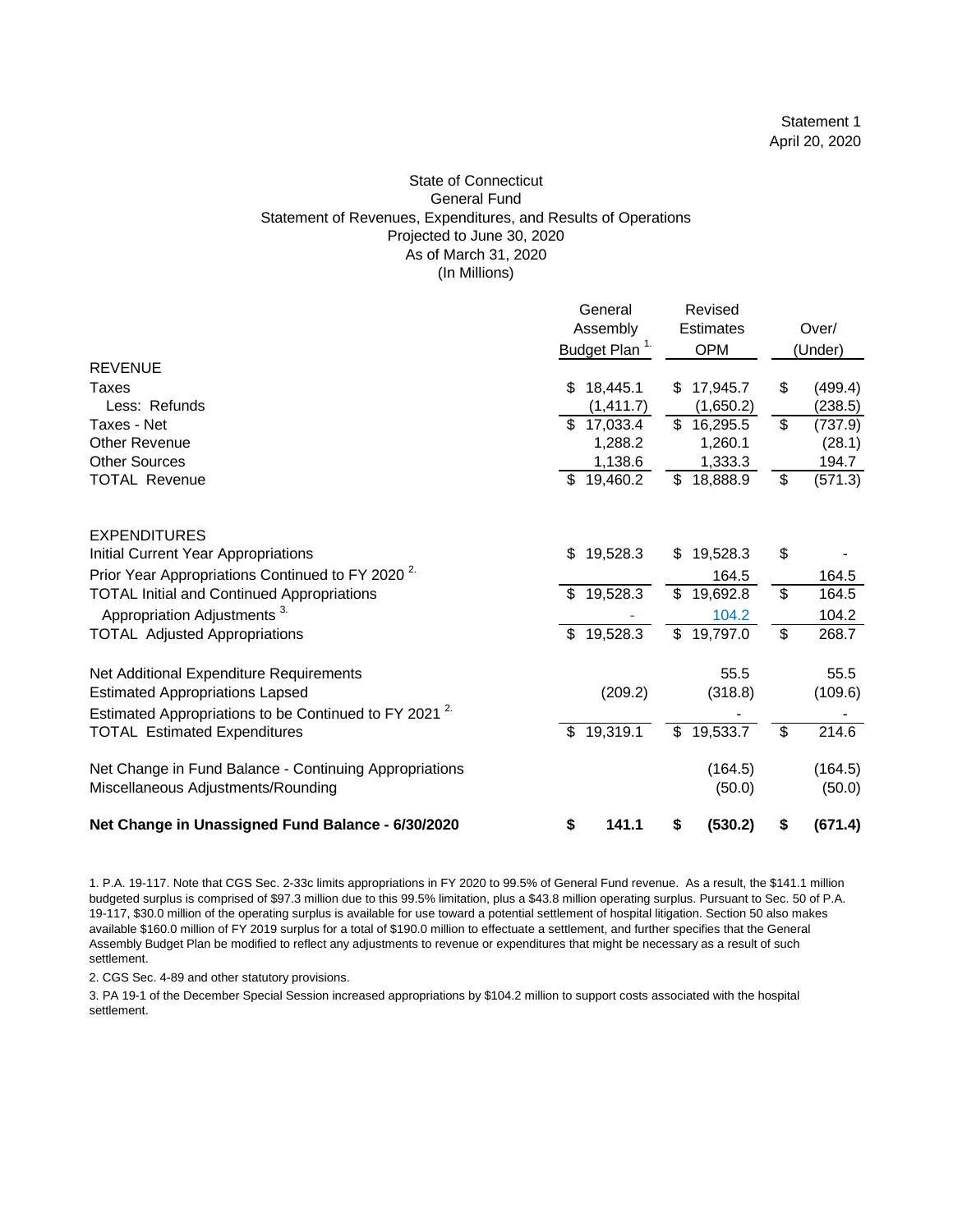Statement 1
April 20, 2020

# State of Connecticut
## General Fund
### Statement of Revenues, Expenditures, and Results of Operations
### Projected to June 30, 2020
### As of March 31, 2020
### (In Millions)

| | General Assembly Budget Plan [1.] | Revised Estimates OPM | Over/ (Under) |
|---|---|---|---|
| **REVENUE** | | | |
| Taxes | $ 18,445.1 | $ 17,945.7 | $ (499.4) |
| Less: Refunds | (1,411.7) | (1,650.2) | (238.5) |
| Taxes - Net | $ 17,033.4 | $ 16,295.5 | $ (737.9) |
| Other Revenue | 1,288.2 | 1,260.1 | (28.1) |
| Other Sources | 1,138.6 | 1,333.3 | 194.7 |
| TOTAL Revenue | $ 19,460.2 | $ 18,888.9 | $ (571.3) |
| | | | |
| **EXPENDITURES** | | | |
| Initial Current Year Appropriations | $ 19,528.3 | $ 19,528.3 | $ - |
| Prior Year Appropriations Continued to FY 2020 [2.] | | 164.5 | 164.5 |
| TOTAL Initial and Continued Appropriations | $ 19,528.3 | $ 19,692.8 | $ 164.5 |
| Appropriation Adjustments [3.] | - | 104.2 | 104.2 |
| TOTAL Adjusted Appropriations | $ 19,528.3 | $ 19,797.0 | $ 268.7 |
| | | | |
| Net Additional Expenditure Requirements | | 55.5 | 55.5 |
| Estimated Appropriations Lapsed | (209.2) | (318.8) | (109.6) |
| Estimated Appropriations to be Continued to FY 2021 [2.] | | - | - |
| TOTAL Estimated Expenditures | $ 19,319.1 | $ 19,533.7 | $ 214.6 |
| | | | |
| Net Change in Fund Balance - Continuing Appropriations | | (164.5) | (164.5) |
| Miscellaneous Adjustments/Rounding | | (50.0) | (50.0) |
| | | | |
| **Net Change in Unassigned Fund Balance - 6/30/2020** | **$ 141.1** | **$ (530.2)** | **$ (671.4)** |

1. P.A. 19-117. Note that CGS Sec. 2-33c limits appropriations in FY 2020 to 99.5% of General Fund revenue. As a result, the $141.1 million budgeted surplus is comprised of $97.3 million due to this 99.5% limitation, plus a $43.8 million operating surplus. Pursuant to Sec. 50 of P.A. 19-117, $30.0 million of the operating surplus is available for use toward a potential settlement of hospital litigation. Section 50 also makes available $160.0 million of FY 2019 surplus for a total of $190.0 million to effectuate a settlement, and further specifies that the General Assembly Budget Plan be modified to reflect any adjustments to revenue or expenditures that might be necessary as a result of such settlement.

2. CGS Sec. 4-89 and other statutory provisions.

3. PA 19-1 of the December Special Session increased appropriations by $104.2 million to support costs associated with the hospital settlement.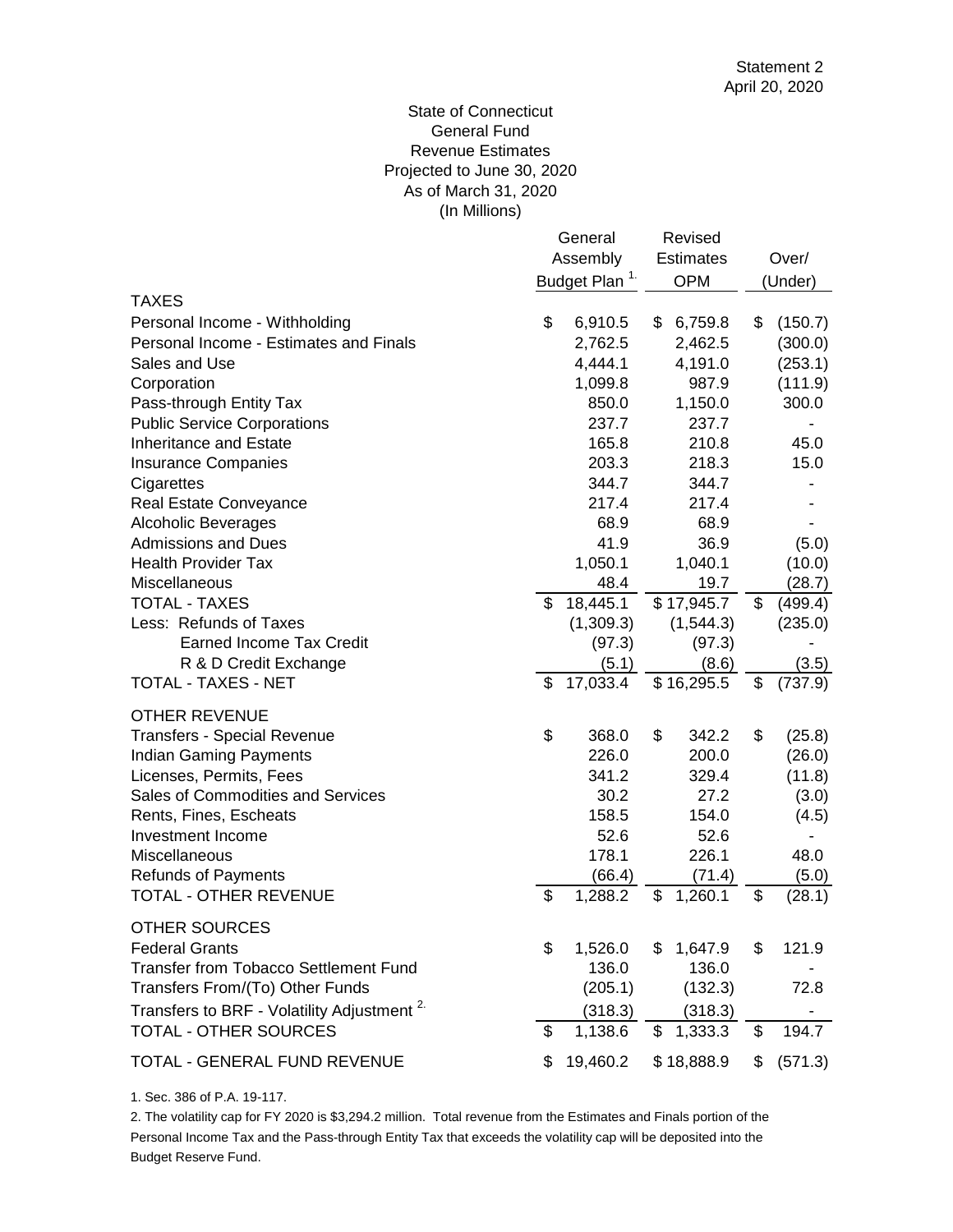Statement 2
April 20, 2020

# State of Connecticut
## General Fund
## Revenue Estimates
## Projected to June 30, 2020
## As of March 31, 2020
## (In Millions)

| | General Assembly Budget Plan [1] | Revised Estimates OPM | Over/ (Under) |
|---|---|---|---|
| **TAXES** | | | |
| Personal Income - Withholding | $ 6,910.5 | $ 6,759.8 | $ (150.7) |
| Personal Income - Estimates and Finals | 2,762.5 | 2,462.5 | (300.0) |
| Sales and Use | 4,444.1 | 4,191.0 | (253.1) |
| Corporation | 1,099.8 | 987.9 | (111.9) |
| Pass-through Entity Tax | 850.0 | 1,150.0 | 300.0 |
| Public Service Corporations | 237.7 | 237.7 | - |
| Inheritance and Estate | 165.8 | 210.8 | 45.0 |
| Insurance Companies | 203.3 | 218.3 | 15.0 |
| Cigarettes | 344.7 | 344.7 | - |
| Real Estate Conveyance | 217.4 | 217.4 | - |
| Alcoholic Beverages | 68.9 | 68.9 | - |
| Admissions and Dues | 41.9 | 36.9 | (5.0) |
| Health Provider Tax | 1,050.1 | 1,040.1 | (10.0) |
| Miscellaneous | 48.4 | 19.7 | (28.7) |
| TOTAL - TAXES | $ 18,445.1 | $ 17,945.7 | $ (499.4) |
| Less: Refunds of Taxes | (1,309.3) | (1,544.3) | (235.0) |
| Earned Income Tax Credit | (97.3) | (97.3) | - |
| R & D Credit Exchange | (5.1) | (8.6) | (3.5) |
| TOTAL - TAXES - NET | $ 17,033.4 | $ 16,295.5 | $ (737.9) |
| **OTHER REVENUE** | | | |
| Transfers - Special Revenue | $ 368.0 | $ 342.2 | $ (25.8) |
| Indian Gaming Payments | 226.0 | 200.0 | (26.0) |
| Licenses, Permits, Fees | 341.2 | 329.4 | (11.8) |
| Sales of Commodities and Services | 30.2 | 27.2 | (3.0) |
| Rents, Fines, Escheats | 158.5 | 154.0 | (4.5) |
| Investment Income | 52.6 | 52.6 | - |
| Miscellaneous | 178.1 | 226.1 | 48.0 |
| Refunds of Payments | (66.4) | (71.4) | (5.0) |
| TOTAL - OTHER REVENUE | $ 1,288.2 | $ 1,260.1 | $ (28.1) |
| **OTHER SOURCES** | | | |
| Federal Grants | $ 1,526.0 | $ 1,647.9 | $ 121.9 |
| Transfer from Tobacco Settlement Fund | 136.0 | 136.0 | - |
| Transfers From/(To) Other Funds | (205.1) | (132.3) | 72.8 |
| Transfers to BRF - Volatility Adjustment [2] | (318.3) | (318.3) | - |
| TOTAL - OTHER SOURCES | $ 1,138.6 | $ 1,333.3 | $ 194.7 |
| TOTAL - GENERAL FUND REVENUE | $ 19,460.2 | $ 18,888.9 | $ (571.3) |

1. Sec. 386 of P.A. 19-117.

2. The volatility cap for FY 2020 is $3,294.2 million. Total revenue from the Estimates and Finals portion of the Personal Income Tax and the Pass-through Entity Tax that exceeds the volatility cap will be deposited into the Budget Reserve Fund.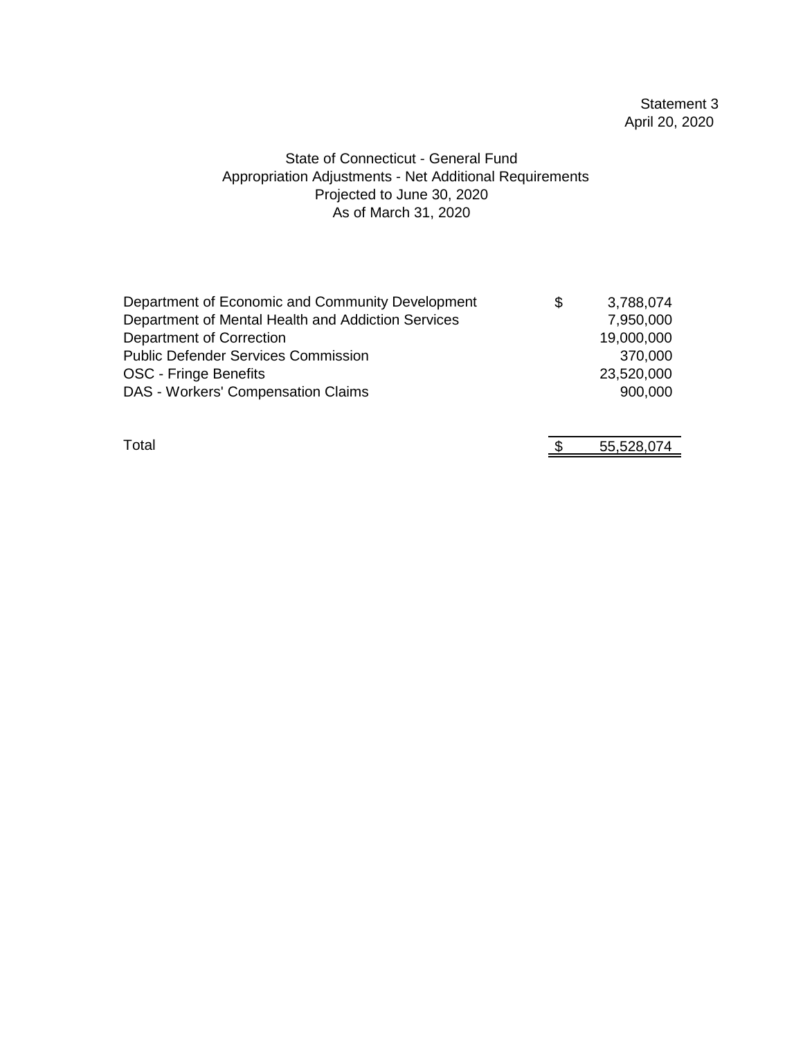Statement 3
April 20, 2020

# State of Connecticut - General Fund
## Appropriation Adjustments - Net Additional Requirements
### Projected to June 30, 2020
### As of March 31, 2020

| | | |
|---|---|---|
| Department of Economic and Community Development | $ | 3,788,074 |
| Department of Mental Health and Addiction Services | | 7,950,000 |
| Department of Correction | | 19,000,000 |
| Public Defender Services Commission | | 370,000 |
| OSC - Fringe Benefits | | 23,520,000 |
| DAS - Workers' Compensation Claims | | 900,000 |
| Total | $ | 55,528,074 |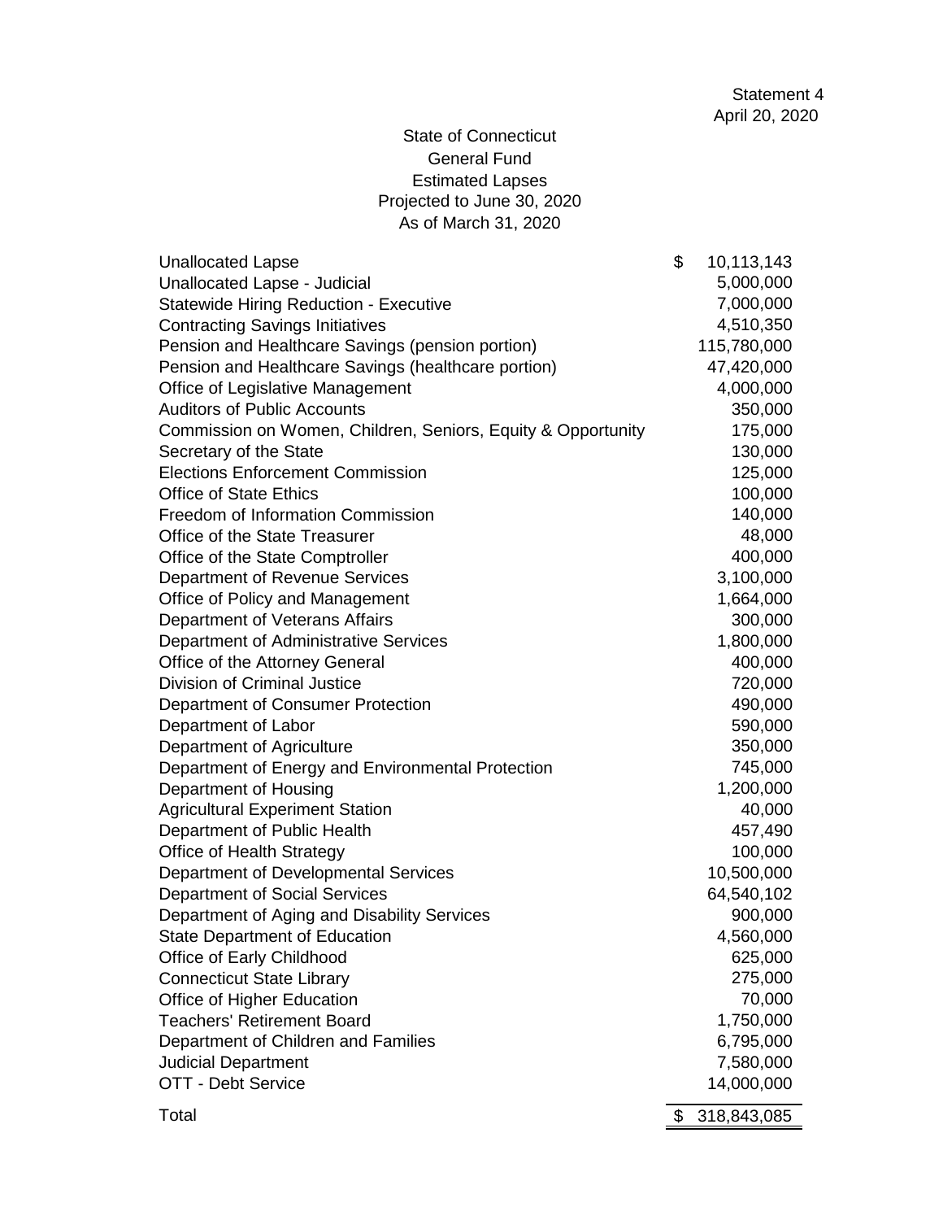Statement 4
April 20, 2020

# State of Connecticut
## General Fund
## Estimated Lapses
## Projected to June 30, 2020
## As of March 31, 2020

| Agency | Amount |
|---|---|
| Unallocated Lapse | $ 10,113,143 |
| Unallocated Lapse - Judicial | 5,000,000 |
| Statewide Hiring Reduction - Executive | 7,000,000 |
| Contracting Savings Initiatives | 4,510,350 |
| Pension and Healthcare Savings (pension portion) | 115,780,000 |
| Pension and Healthcare Savings (healthcare portion) | 47,420,000 |
| Office of Legislative Management | 4,000,000 |
| Auditors of Public Accounts | 350,000 |
| Commission on Women, Children, Seniors, Equity & Opportunity | 175,000 |
| Secretary of the State | 130,000 |
| Elections Enforcement Commission | 125,000 |
| Office of State Ethics | 100,000 |
| Freedom of Information Commission | 140,000 |
| Office of the State Treasurer | 48,000 |
| Office of the State Comptroller | 400,000 |
| Department of Revenue Services | 3,100,000 |
| Office of Policy and Management | 1,664,000 |
| Department of Veterans Affairs | 300,000 |
| Department of Administrative Services | 1,800,000 |
| Office of the Attorney General | 400,000 |
| Division of Criminal Justice | 720,000 |
| Department of Consumer Protection | 490,000 |
| Department of Labor | 590,000 |
| Department of Agriculture | 350,000 |
| Department of Energy and Environmental Protection | 745,000 |
| Department of Housing | 1,200,000 |
| Agricultural Experiment Station | 40,000 |
| Department of Public Health | 457,490 |
| Office of Health Strategy | 100,000 |
| Department of Developmental Services | 10,500,000 |
| Department of Social Services | 64,540,102 |
| Department of Aging and Disability Services | 900,000 |
| State Department of Education | 4,560,000 |
| Office of Early Childhood | 625,000 |
| Connecticut State Library | 275,000 |
| Office of Higher Education | 70,000 |
| Teachers' Retirement Board | 1,750,000 |
| Department of Children and Families | 6,795,000 |
| Judicial Department | 7,580,000 |
| OTT - Debt Service | 14,000,000 |
| Total | $ 318,843,085 |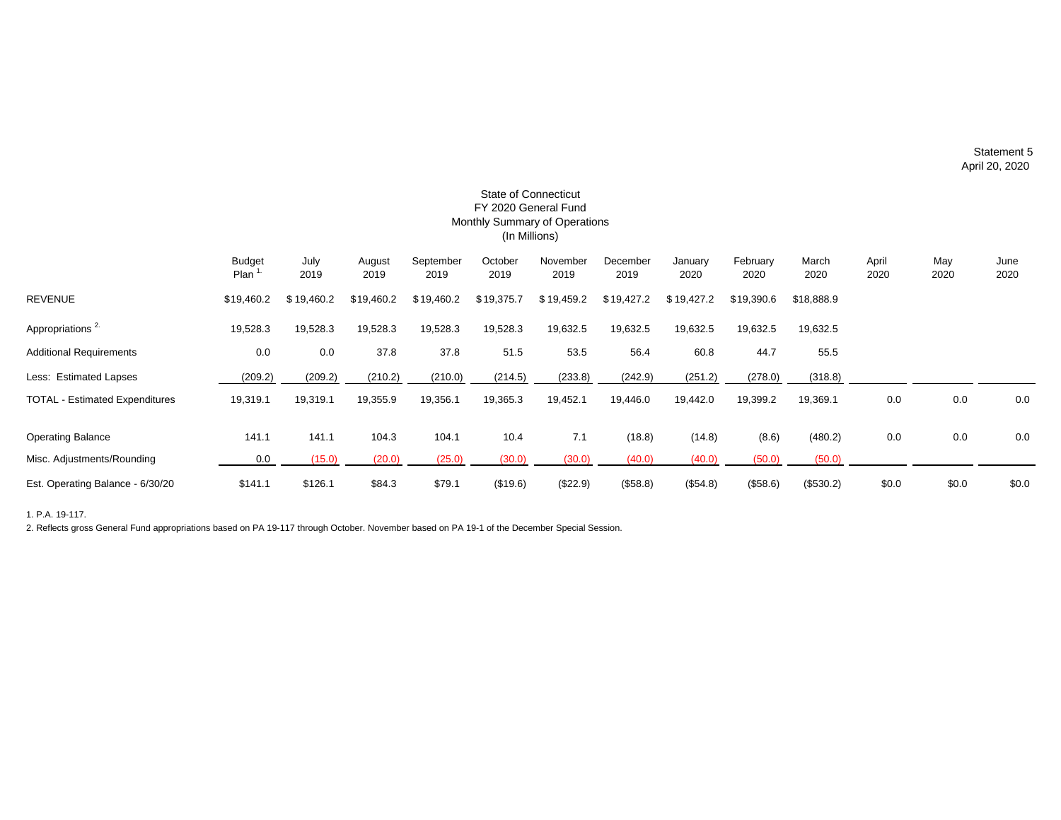Statement 5
April 20, 2020

# State of Connecticut
## FY 2020 General Fund
## Monthly Summary of Operations
(In Millions)

| | Budget Plan [1] | July 2019 | August 2019 | September 2019 | October 2019 | November 2019 | December 2019 | January 2020 | February 2020 | March 2020 | April 2020 | May 2020 | June 2020 |
|---|---|---|---|---|---|---|---|---|---|---|---|---|---|
| REVENUE | $19,460.2 | $ 19,460.2 | $19,460.2 | $ 19,460.2 | $ 19,375.7 | $ 19,459.2 | $ 19,427.2 | $ 19,427.2 | $19,390.6 | $18,888.9 | | | |
| Appropriations [2] | 19,528.3 | 19,528.3 | 19,528.3 | 19,528.3 | 19,528.3 | 19,632.5 | 19,632.5 | 19,632.5 | 19,632.5 | 19,632.5 | | | |
| Additional Requirements | 0.0 | 0.0 | 37.8 | 37.8 | 51.5 | 53.5 | 56.4 | 60.8 | 44.7 | 55.5 | | | |
| Less: Estimated Lapses | (209.2) | (209.2) | (210.2) | (210.0) | (214.5) | (233.8) | (242.9) | (251.2) | (278.0) | (318.8) | | | |
| TOTAL - Estimated Expenditures | 19,319.1 | 19,319.1 | 19,355.9 | 19,356.1 | 19,365.3 | 19,452.1 | 19,446.0 | 19,442.0 | 19,399.2 | 19,369.1 | 0.0 | 0.0 | 0.0 |
| Operating Balance | 141.1 | 141.1 | 104.3 | 104.1 | 10.4 | 7.1 | (18.8) | (14.8) | (8.6) | (480.2) | 0.0 | 0.0 | 0.0 |
| Misc. Adjustments/Rounding | 0.0 | (15.0) | (20.0) | (25.0) | (30.0) | (30.0) | (40.0) | (40.0) | (50.0) | (50.0) | | | |
| Est. Operating Balance - 6/30/20 | $141.1 | $126.1 | $84.3 | $79.1 | ($19.6) | ($22.9) | ($58.8) | ($54.8) | ($58.6) | ($530.2) | $0.0 | $0.0 | $0.0 |

1. P.A. 19-117.

2. Reflects gross General Fund appropriations based on PA 19-117 through October. November based on PA 19-1 of the December Special Session.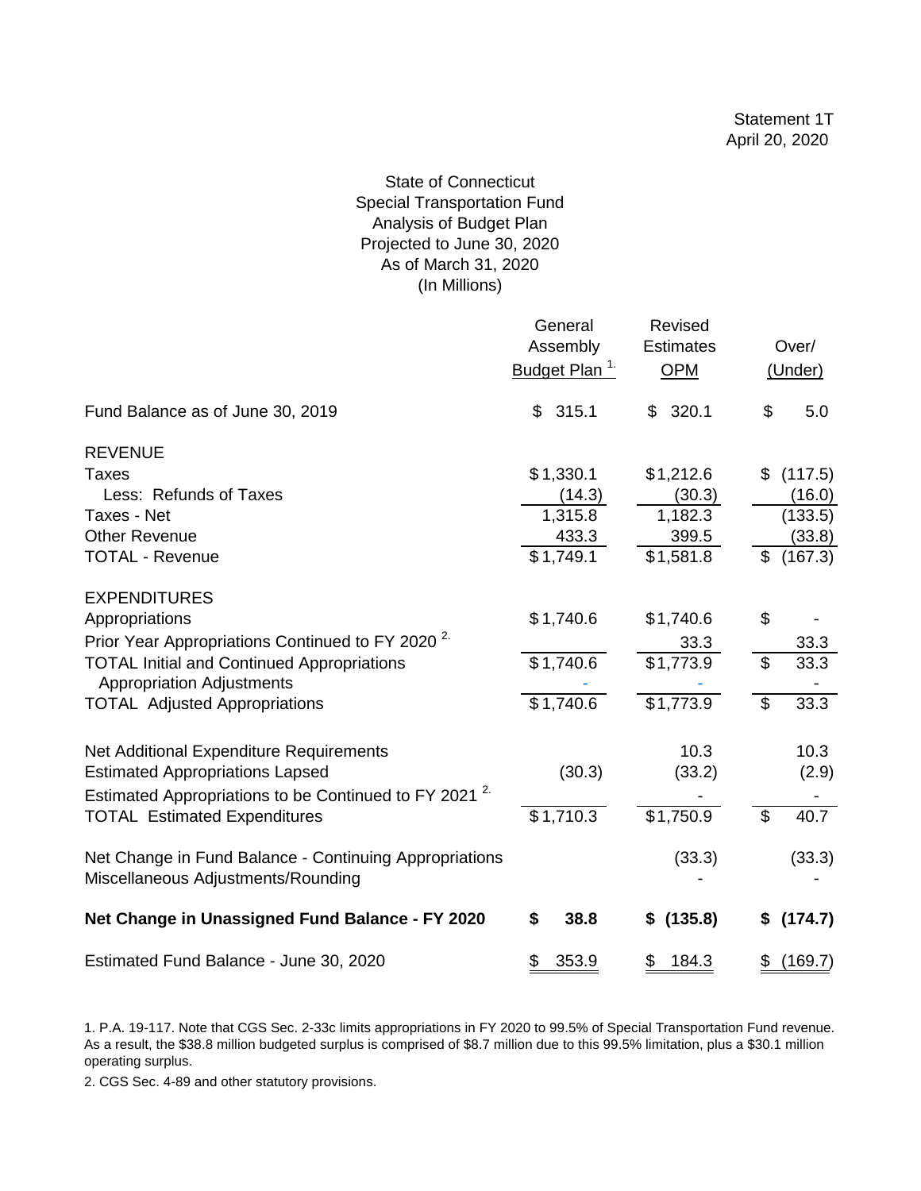Statement 1T
April 20, 2020

State of Connecticut
Special Transportation Fund
Analysis of Budget Plan
Projected to June 30, 2020
As of March 31, 2020
(In Millions)

| | General Assembly Budget Plan [1.] | Revised Estimates OPM | Over/ (Under) |
|---|---|---|---|
| Fund Balance as of June 30, 2019 | $ 315.1 | $ 320.1 | $ 5.0 |
| **REVENUE** | | | |
| Taxes | $ 1,330.1 | $ 1,212.6 | $ (117.5) |
| Less: Refunds of Taxes | (14.3) | (30.3) | (16.0) |
| Taxes - Net | 1,315.8 | 1,182.3 | (133.5) |
| Other Revenue | 433.3 | 399.5 | (33.8) |
| TOTAL - Revenue | $ 1,749.1 | $ 1,581.8 | $ (167.3) |
| **EXPENDITURES** | | | |
| Appropriations | $ 1,740.6 | $ 1,740.6 | $ - |
| Prior Year Appropriations Continued to FY 2020 [2.] | | 33.3 | 33.3 |
| TOTAL Initial and Continued Appropriations | $ 1,740.6 | $ 1,773.9 | $ 33.3 |
| Appropriation Adjustments | - | - | - |
| TOTAL Adjusted Appropriations | $ 1,740.6 | $ 1,773.9 | $ 33.3 |
| Net Additional Expenditure Requirements | | 10.3 | 10.3 |
| Estimated Appropriations Lapsed | (30.3) | (33.2) | (2.9) |
| Estimated Appropriations to be Continued to FY 2021 [2.] | | - | - |
| TOTAL Estimated Expenditures | $ 1,710.3 | $ 1,750.9 | $ 40.7 |
| Net Change in Fund Balance - Continuing Appropriations | | (33.3) | (33.3) |
| Miscellaneous Adjustments/Rounding | | - | - |
| **Net Change in Unassigned Fund Balance - FY 2020** | **$ 38.8** | **$ (135.8)** | **$ (174.7)** |
| Estimated Fund Balance - June 30, 2020 | $ 353.9 | $ 184.3 | $ (169.7) |

1. P.A. 19-117. Note that CGS Sec. 2-33c limits appropriations in FY 2020 to 99.5% of Special Transportation Fund revenue. As a result, the $38.8 million budgeted surplus is comprised of $8.7 million due to this 99.5% limitation, plus a $30.1 million operating surplus.

2. CGS Sec. 4-89 and other statutory provisions.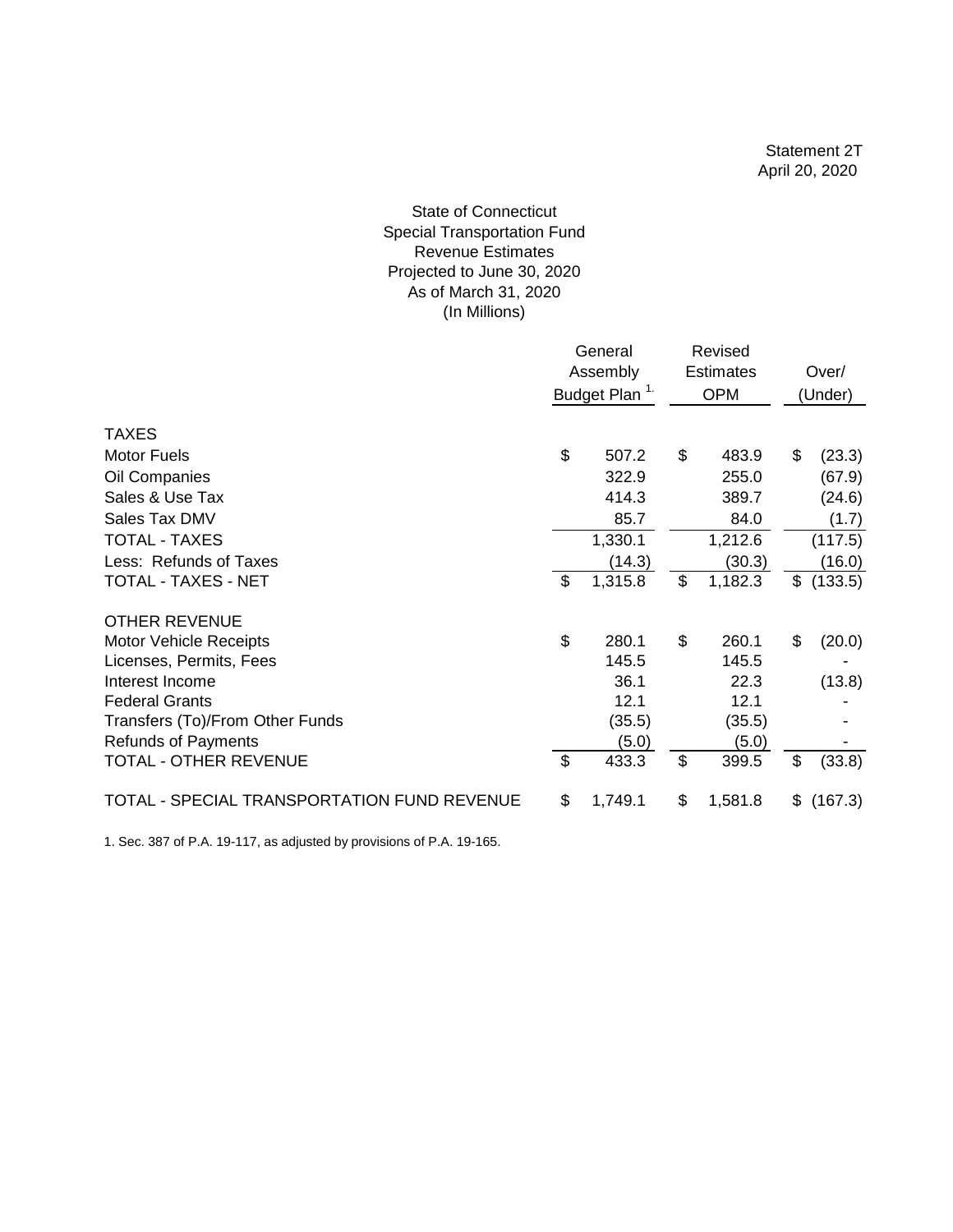Statement 2T
April 20, 2020

# State of Connecticut
## Special Transportation Fund
### Revenue Estimates
### Projected to June 30, 2020
### As of March 31, 2020
### (In Millions)

| | General Assembly Budget Plan [1.] | Revised Estimates OPM | Over/ (Under) |
|---|---|---|---|
| **TAXES** | | | |
| Motor Fuels | $ 507.2 | $ 483.9 | $ (23.3) |
| Oil Companies | 322.9 | 255.0 | (67.9) |
| Sales & Use Tax | 414.3 | 389.7 | (24.6) |
| Sales Tax DMV | 85.7 | 84.0 | (1.7) |
| TOTAL - TAXES | 1,330.1 | 1,212.6 | (117.5) |
| Less: Refunds of Taxes | (14.3) | (30.3) | (16.0) |
| TOTAL - TAXES - NET | $ 1,315.8 | $ 1,182.3 | $ (133.5) |
| **OTHER REVENUE** | | | |
| Motor Vehicle Receipts | $ 280.1 | $ 260.1 | $ (20.0) |
| Licenses, Permits, Fees | 145.5 | 145.5 | - |
| Interest Income | 36.1 | 22.3 | (13.8) |
| Federal Grants | 12.1 | 12.1 | - |
| Transfers (To)/From Other Funds | (35.5) | (35.5) | - |
| Refunds of Payments | (5.0) | (5.0) | - |
| TOTAL - OTHER REVENUE | $ 433.3 | $ 399.5 | $ (33.8) |
| TOTAL - SPECIAL TRANSPORTATION FUND REVENUE | $ 1,749.1 | $ 1,581.8 | $ (167.3) |

1. Sec. 387 of P.A. 19-117, as adjusted by provisions of P.A. 19-165.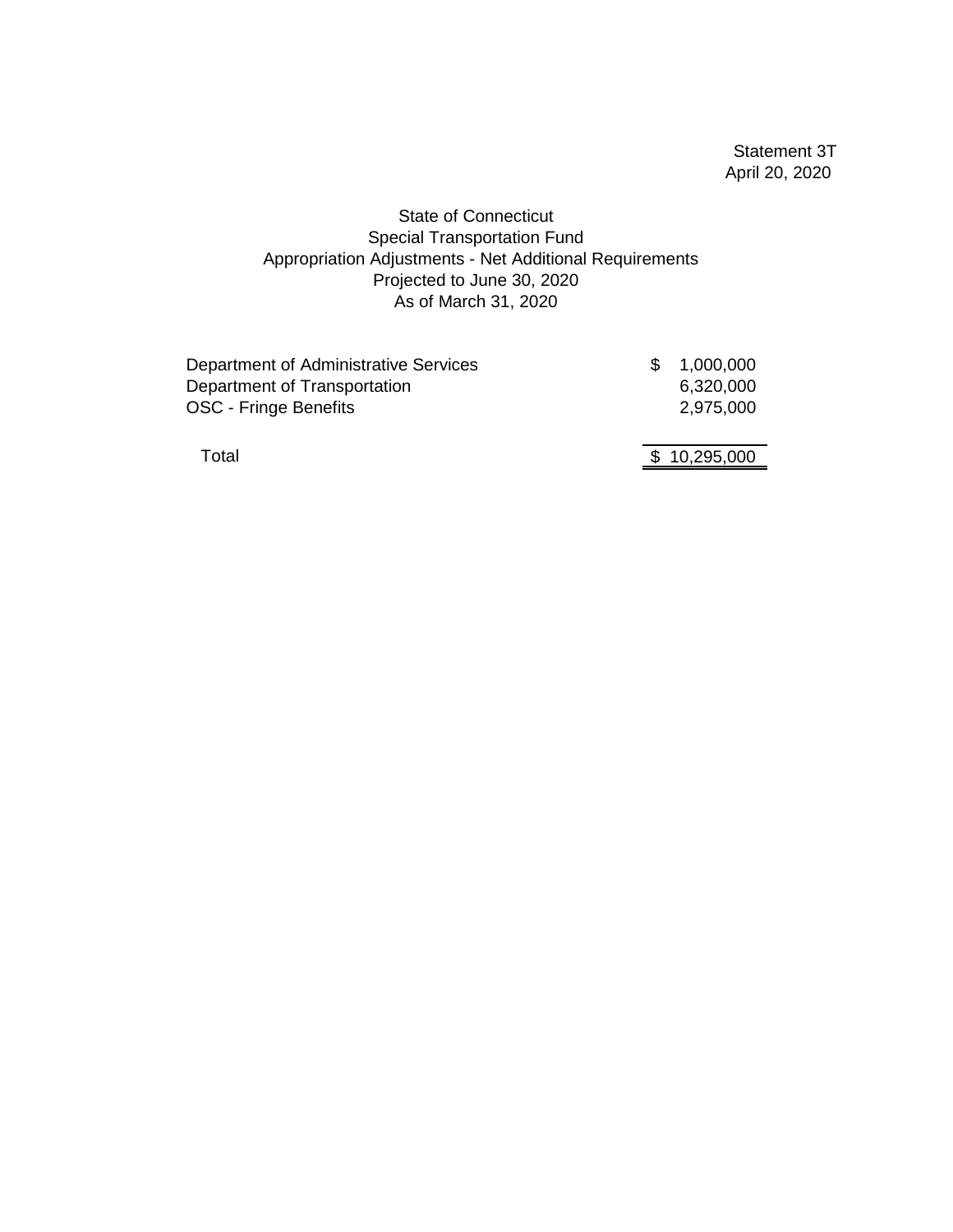Statement 3T
April 20, 2020

State of Connecticut
Special Transportation Fund
Appropriation Adjustments - Net Additional Requirements
Projected to June 30, 2020
As of March 31, 2020

| | |
|---|---|
| Department of Administrative Services | $ 1,000,000 |
| Department of Transportation | 6,320,000 |
| OSC - Fringe Benefits | 2,975,000 |
| Total | $ 10,295,000 |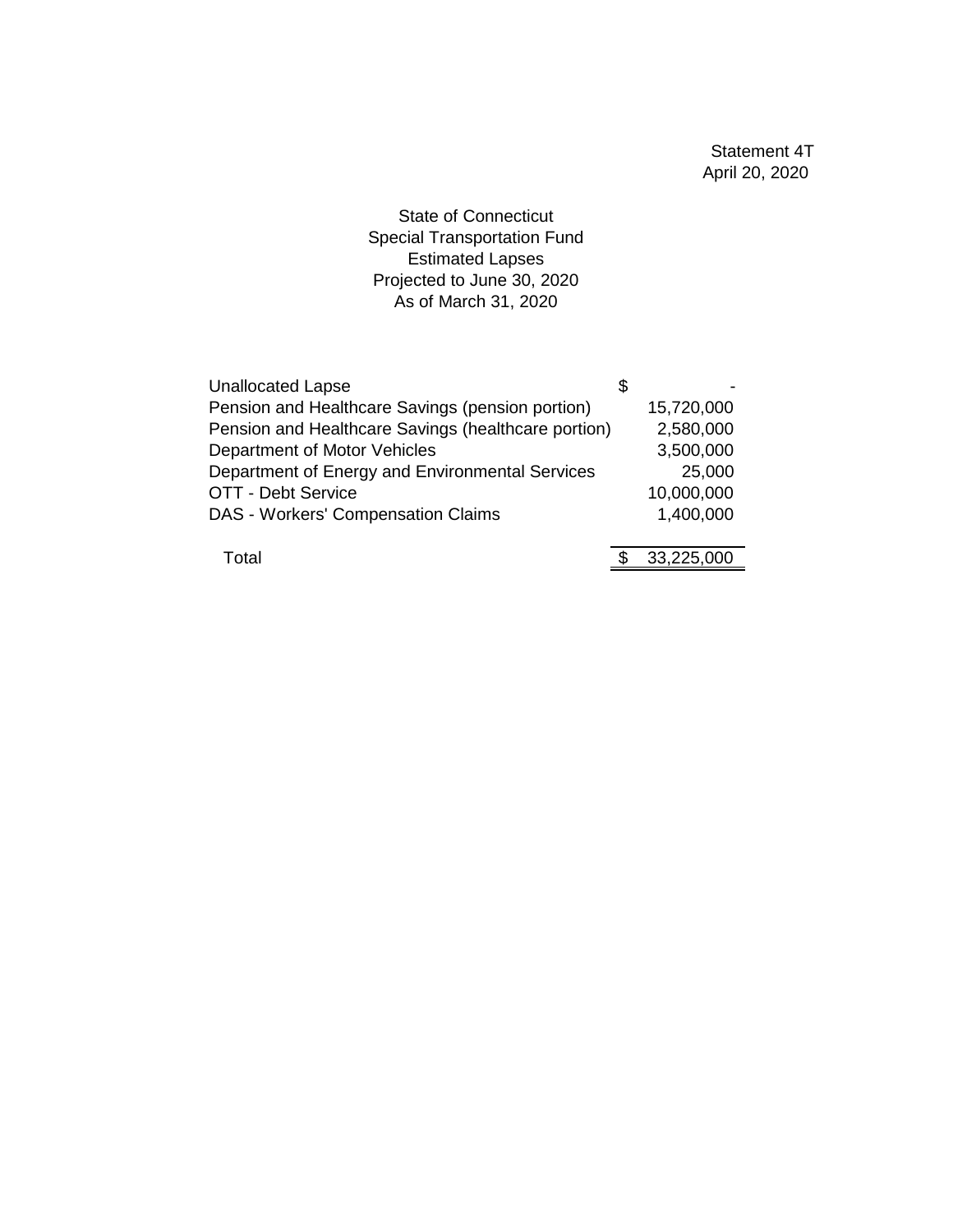Statement 4T
April 20, 2020

State of Connecticut
Special Transportation Fund
Estimated Lapses
Projected to June 30, 2020
As of March 31, 2020

| | |
|---|---|
| Unallocated Lapse | $ - |
| Pension and Healthcare Savings (pension portion) | 15,720,000 |
| Pension and Healthcare Savings (healthcare portion) | 2,580,000 |
| Department of Motor Vehicles | 3,500,000 |
| Department of Energy and Environmental Services | 25,000 |
| OTT - Debt Service | 10,000,000 |
| DAS - Workers' Compensation Claims | 1,400,000 |
| Total | $ 33,225,000 |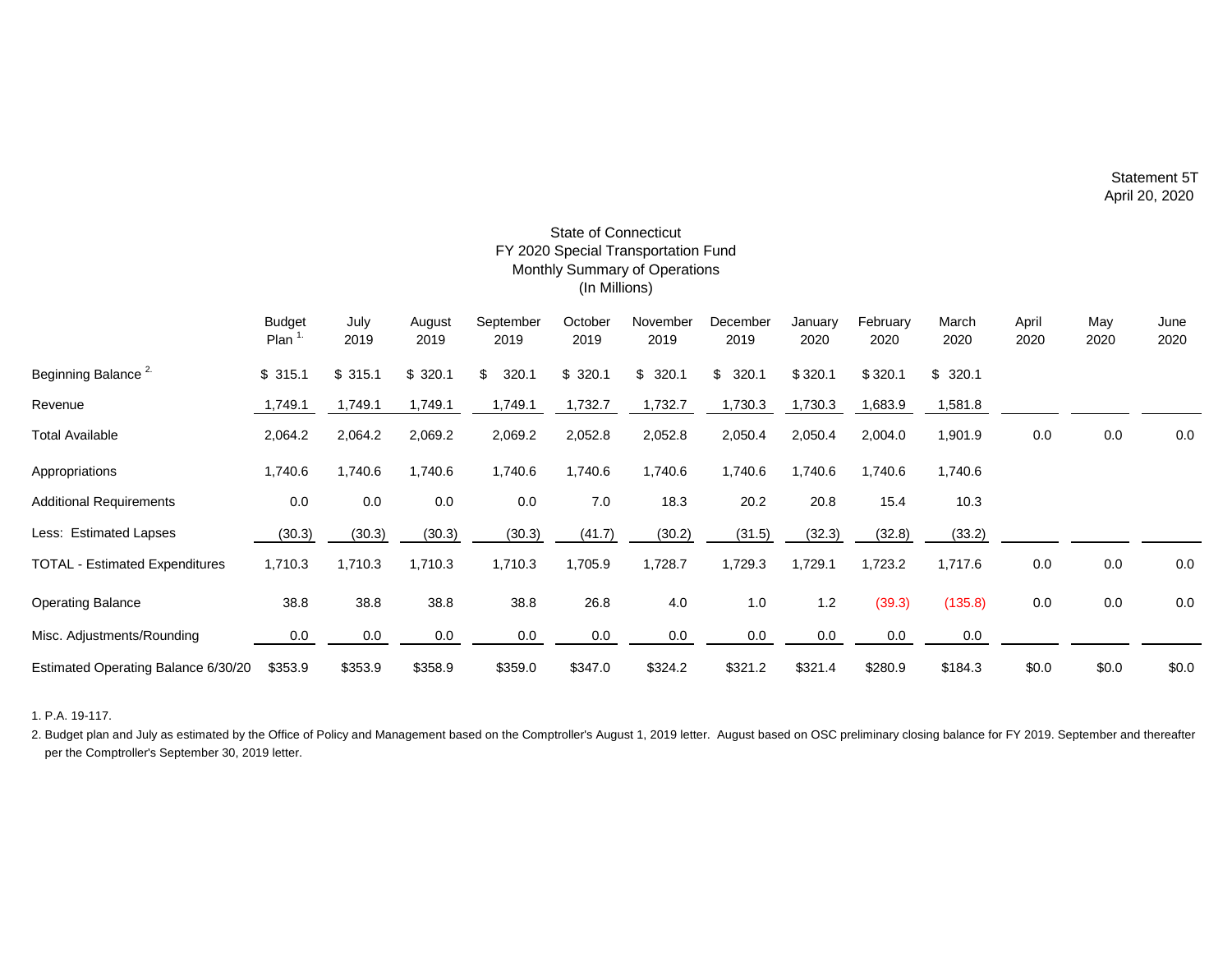Statement 5T
April 20, 2020

# State of Connecticut
## FY 2020 Special Transportation Fund
## Monthly Summary of Operations
## (In Millions)

| | Budget Plan [1] | July 2019 | August 2019 | September 2019 | October 2019 | November 2019 | December 2019 | January 2020 | February 2020 | March 2020 | April 2020 | May 2020 | June 2020 |
|---|---|---|---|---|---|---|---|---|---|---|---|---|---|
| Beginning Balance [2] | $ 315.1 | $ 315.1 | $ 320.1 | $ 320.1 | $ 320.1 | $ 320.1 | $ 320.1 | $ 320.1 | $ 320.1 | $ 320.1 | | | |
| Revenue | 1,749.1 | 1,749.1 | 1,749.1 | 1,749.1 | 1,732.7 | 1,732.7 | 1,730.3 | 1,730.3 | 1,683.9 | 1,581.8 | | | |
| Total Available | 2,064.2 | 2,064.2 | 2,069.2 | 2,069.2 | 2,052.8 | 2,052.8 | 2,050.4 | 2,050.4 | 2,004.0 | 1,901.9 | 0.0 | 0.0 | 0.0 |
| Appropriations | 1,740.6 | 1,740.6 | 1,740.6 | 1,740.6 | 1,740.6 | 1,740.6 | 1,740.6 | 1,740.6 | 1,740.6 | 1,740.6 | | | |
| Additional Requirements | 0.0 | 0.0 | 0.0 | 0.0 | 7.0 | 18.3 | 20.2 | 20.8 | 15.4 | 10.3 | | | |
| Less: Estimated Lapses | (30.3) | (30.3) | (30.3) | (30.3) | (41.7) | (30.2) | (31.5) | (32.3) | (32.8) | (33.2) | | | |
| TOTAL - Estimated Expenditures | 1,710.3 | 1,710.3 | 1,710.3 | 1,710.3 | 1,705.9 | 1,728.7 | 1,729.3 | 1,729.1 | 1,723.2 | 1,717.6 | 0.0 | 0.0 | 0.0 |
| Operating Balance | 38.8 | 38.8 | 38.8 | 38.8 | 26.8 | 4.0 | 1.0 | 1.2 | (39.3) | (135.8) | 0.0 | 0.0 | 0.0 |
| Misc. Adjustments/Rounding | 0.0 | 0.0 | 0.0 | 0.0 | 0.0 | 0.0 | 0.0 | 0.0 | 0.0 | 0.0 | | | |
| Estimated Operating Balance 6/30/20 | $353.9 | $353.9 | $358.9 | $359.0 | $347.0 | $324.2 | $321.2 | $321.4 | $280.9 | $184.3 | $0.0 | $0.0 | $0.0 |

1. P.A. 19-117.

2. Budget plan and July as estimated by the Office of Policy and Management based on the Comptroller's August 1, 2019 letter. August based on OSC preliminary closing balance for FY 2019. September and thereafter per the Comptroller's September 30, 2019 letter.